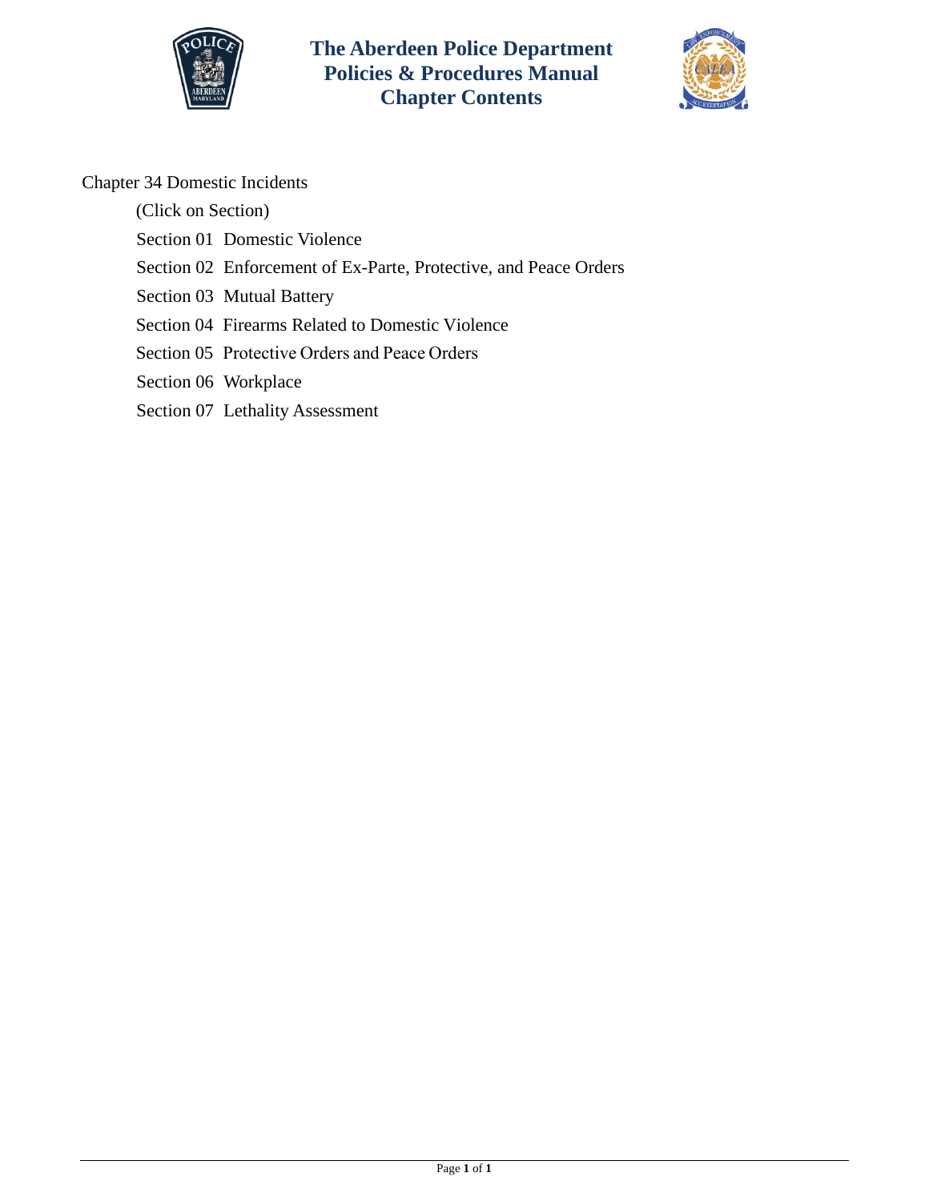# The Aberdeen Police Department
# Policies & Procedures Manual
# Chapter Contents

Chapter 34 Domestic Incidents

(Click on Section)

Section 01 Domestic Violence

Section 02 Enforcement of Ex-Parte, Protective, and Peace Orders

Section 03 Mutual Battery

Section 04 Firearms Related to Domestic Violence

Section 05 Protective Orders and Peace Orders

Section 06 Workplace

Section 07 Lethality Assessment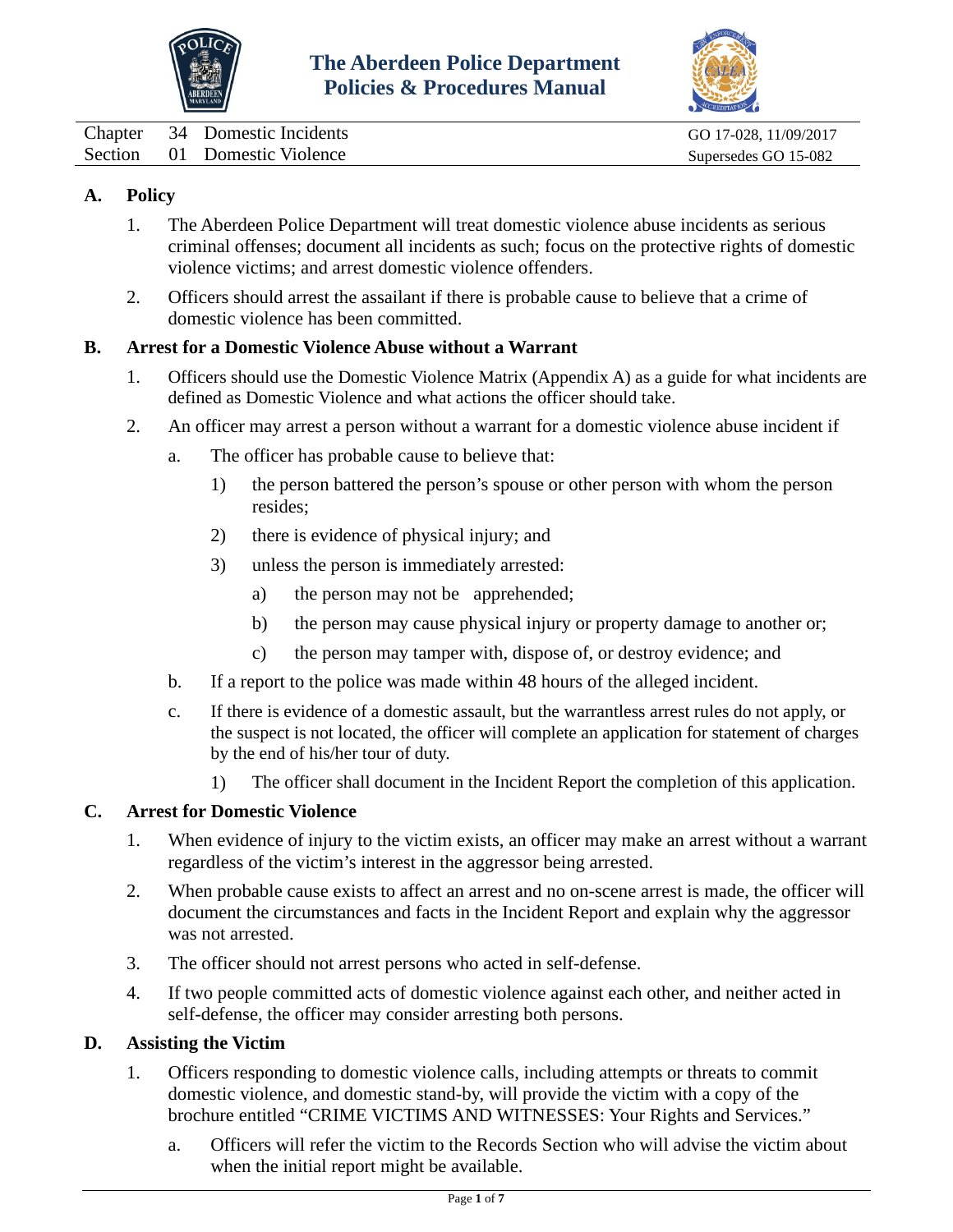# The Aberdeen Police Department Policies & Procedures Manual

| | | | |
|---|---|---|---|
| Chapter | 34 | Domestic Incidents | GO 17-028, 11/09/2017 |
| Section | 01 | Domestic Violence | Supersedes GO 15-082 |

## A. Policy

1. The Aberdeen Police Department will treat domestic violence abuse incidents as serious criminal offenses; document all incidents as such; focus on the protective rights of domestic violence victims; and arrest domestic violence offenders.

2. Officers should arrest the assailant if there is probable cause to believe that a crime of domestic violence has been committed.

## B. Arrest for a Domestic Violence Abuse without a Warrant

1. Officers should use the Domestic Violence Matrix (Appendix A) as a guide for what incidents are defined as Domestic Violence and what actions the officer should take.

2. An officer may arrest a person without a warrant for a domestic violence abuse incident if

   a. The officer has probable cause to believe that:

      1) the person battered the person's spouse or other person with whom the person resides;

      2) there is evidence of physical injury; and

      3) unless the person is immediately arrested:

         a) the person may not be apprehended;

         b) the person may cause physical injury or property damage to another or;

         c) the person may tamper with, dispose of, or destroy evidence; and

   b. If a report to the police was made within 48 hours of the alleged incident.

   c. If there is evidence of a domestic assault, but the warrantless arrest rules do not apply, or the suspect is not located, the officer will complete an application for statement of charges by the end of his/her tour of duty.

      1) The officer shall document in the Incident Report the completion of this application.

## C. Arrest for Domestic Violence

1. When evidence of injury to the victim exists, an officer may make an arrest without a warrant regardless of the victim's interest in the aggressor being arrested.

2. When probable cause exists to affect an arrest and no on-scene arrest is made, the officer will document the circumstances and facts in the Incident Report and explain why the aggressor was not arrested.

3. The officer should not arrest persons who acted in self-defense.

4. If two people committed acts of domestic violence against each other, and neither acted in self-defense, the officer may consider arresting both persons.

## D. Assisting the Victim

1. Officers responding to domestic violence calls, including attempts or threats to commit domestic violence, and domestic stand-by, will provide the victim with a copy of the brochure entitled "CRIME VICTIMS AND WITNESSES: Your Rights and Services."

   a. Officers will refer the victim to the Records Section who will advise the victim about when the initial report might be available.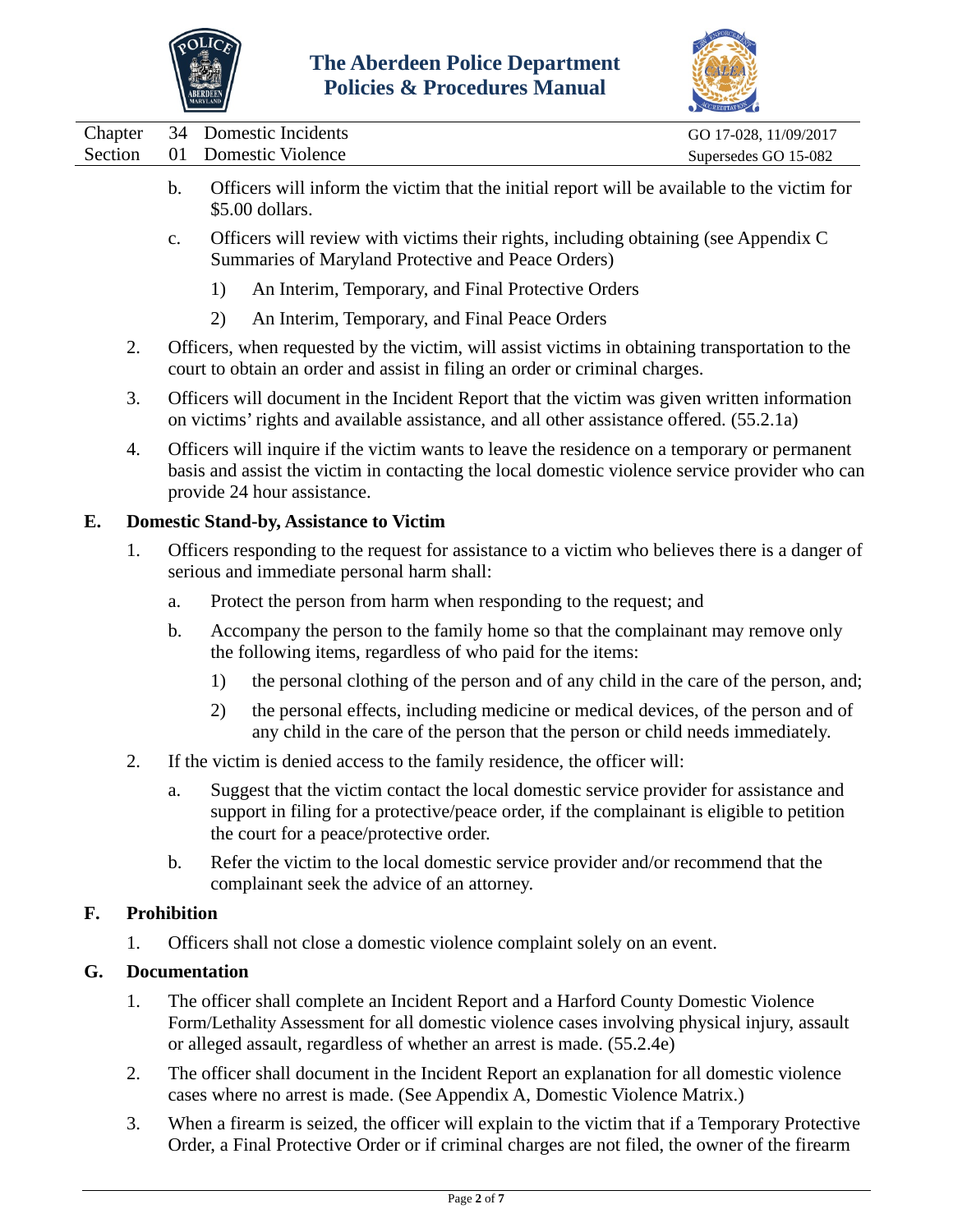b. Officers will inform the victim that the initial report will be available to the victim for $5.00 dollars.

c. Officers will review with victims their rights, including obtaining (see Appendix C Summaries of Maryland Protective and Peace Orders)

1) An Interim, Temporary, and Final Protective Orders

2) An Interim, Temporary, and Final Peace Orders

2. Officers, when requested by the victim, will assist victims in obtaining transportation to the court to obtain an order and assist in filing an order or criminal charges.

3. Officers will document in the Incident Report that the victim was given written information on victims' rights and available assistance, and all other assistance offered. (55.2.1a)

4. Officers will inquire if the victim wants to leave the residence on a temporary or permanent basis and assist the victim in contacting the local domestic violence service provider who can provide 24 hour assistance.

## E. Domestic Stand-by, Assistance to Victim

1. Officers responding to the request for assistance to a victim who believes there is a danger of serious and immediate personal harm shall:

a. Protect the person from harm when responding to the request; and

b. Accompany the person to the family home so that the complainant may remove only the following items, regardless of who paid for the items:

1) the personal clothing of the person and of any child in the care of the person, and;

2) the personal effects, including medicine or medical devices, of the person and of any child in the care of the person that the person or child needs immediately.

2. If the victim is denied access to the family residence, the officer will:

a. Suggest that the victim contact the local domestic service provider for assistance and support in filing for a protective/peace order, if the complainant is eligible to petition the court for a peace/protective order.

b. Refer the victim to the local domestic service provider and/or recommend that the complainant seek the advice of an attorney.

## F. Prohibition

1. Officers shall not close a domestic violence complaint solely on an event.

## G. Documentation

1. The officer shall complete an Incident Report and a Harford County Domestic Violence Form/Lethality Assessment for all domestic violence cases involving physical injury, assault or alleged assault, regardless of whether an arrest is made. (55.2.4e)

2. The officer shall document in the Incident Report an explanation for all domestic violence cases where no arrest is made. (See Appendix A, Domestic Violence Matrix.)

3. When a firearm is seized, the officer will explain to the victim that if a Temporary Protective Order, a Final Protective Order or if criminal charges are not filed, the owner of the firearm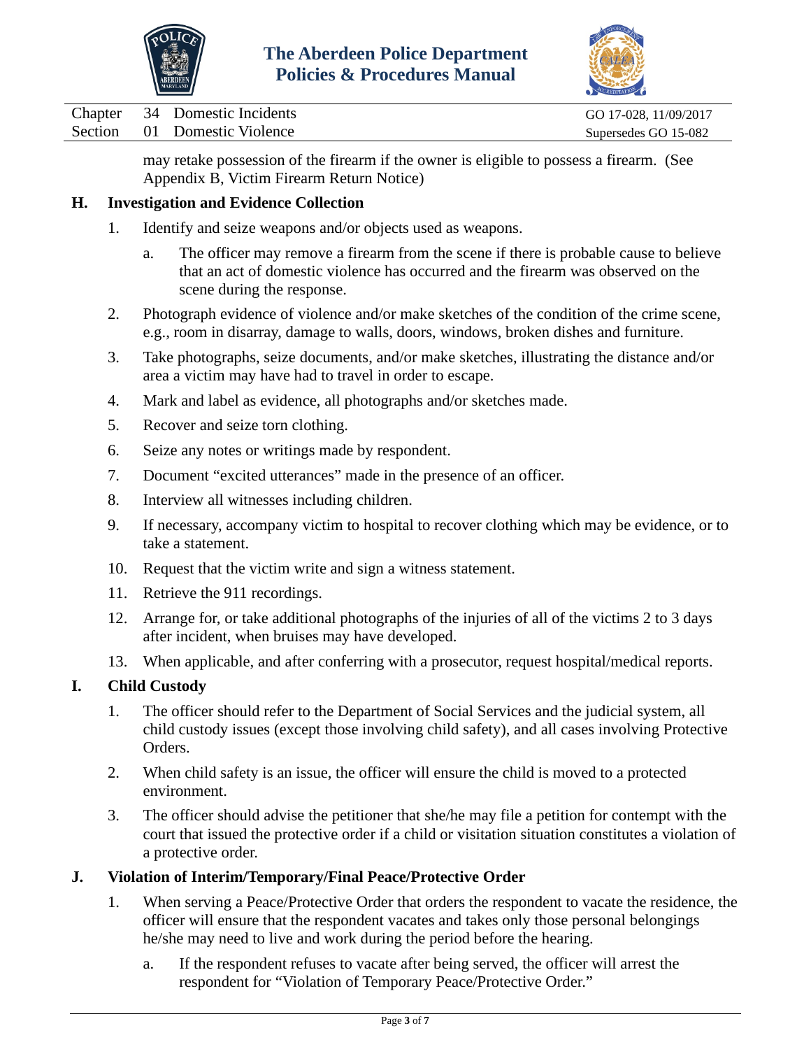may retake possession of the firearm if the owner is eligible to possess a firearm. (See Appendix B, Victim Firearm Return Notice)

## H. Investigation and Evidence Collection

1. Identify and seize weapons and/or objects used as weapons.
   a. The officer may remove a firearm from the scene if there is probable cause to believe that an act of domestic violence has occurred and the firearm was observed on the scene during the response.
2. Photograph evidence of violence and/or make sketches of the condition of the crime scene, e.g., room in disarray, damage to walls, doors, windows, broken dishes and furniture.
3. Take photographs, seize documents, and/or make sketches, illustrating the distance and/or area a victim may have had to travel in order to escape.
4. Mark and label as evidence, all photographs and/or sketches made.
5. Recover and seize torn clothing.
6. Seize any notes or writings made by respondent.
7. Document "excited utterances" made in the presence of an officer.
8. Interview all witnesses including children.
9. If necessary, accompany victim to hospital to recover clothing which may be evidence, or to take a statement.
10. Request that the victim write and sign a witness statement.
11. Retrieve the 911 recordings.
12. Arrange for, or take additional photographs of the injuries of all of the victims 2 to 3 days after incident, when bruises may have developed.
13. When applicable, and after conferring with a prosecutor, request hospital/medical reports.

## I. Child Custody

1. The officer should refer to the Department of Social Services and the judicial system, all child custody issues (except those involving child safety), and all cases involving Protective Orders.
2. When child safety is an issue, the officer will ensure the child is moved to a protected environment.
3. The officer should advise the petitioner that she/he may file a petition for contempt with the court that issued the protective order if a child or visitation situation constitutes a violation of a protective order.

## J. Violation of Interim/Temporary/Final Peace/Protective Order

1. When serving a Peace/Protective Order that orders the respondent to vacate the residence, the officer will ensure that the respondent vacates and takes only those personal belongings he/she may need to live and work during the period before the hearing.
   a. If the respondent refuses to vacate after being served, the officer will arrest the respondent for "Violation of Temporary Peace/Protective Order."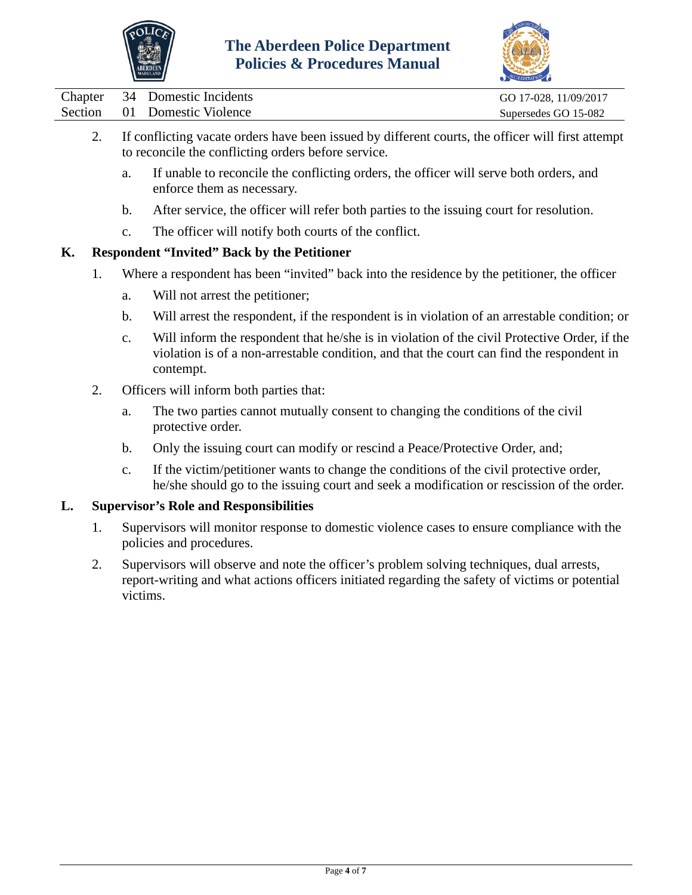2. If conflicting vacate orders have been issued by different courts, the officer will first attempt to reconcile the conflicting orders before service.

   a. If unable to reconcile the conflicting orders, the officer will serve both orders, and enforce them as necessary.

   b. After service, the officer will refer both parties to the issuing court for resolution.

   c. The officer will notify both courts of the conflict.

**K. Respondent "Invited" Back by the Petitioner**

1. Where a respondent has been "invited" back into the residence by the petitioner, the officer

   a. Will not arrest the petitioner;

   b. Will arrest the respondent, if the respondent is in violation of an arrestable condition; or

   c. Will inform the respondent that he/she is in violation of the civil Protective Order, if the violation is of a non-arrestable condition, and that the court can find the respondent in contempt.

2. Officers will inform both parties that:

   a. The two parties cannot mutually consent to changing the conditions of the civil protective order.

   b. Only the issuing court can modify or rescind a Peace/Protective Order, and;

   c. If the victim/petitioner wants to change the conditions of the civil protective order, he/she should go to the issuing court and seek a modification or rescission of the order.

**L. Supervisor's Role and Responsibilities**

1. Supervisors will monitor response to domestic violence cases to ensure compliance with the policies and procedures.

2. Supervisors will observe and note the officer's problem solving techniques, dual arrests, report-writing and what actions officers initiated regarding the safety of victims or potential victims.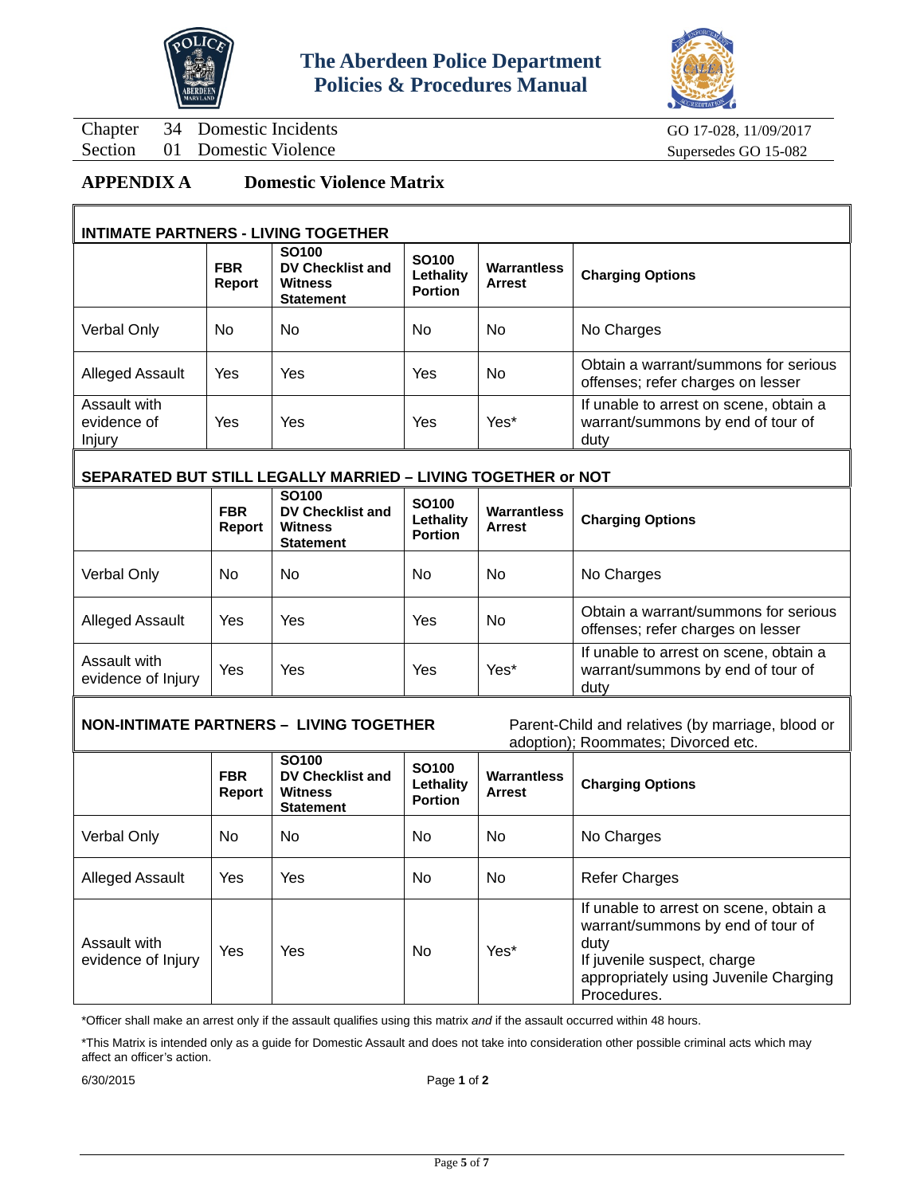Chapter 34 Domestic Incidents — GO 17-028, 11/09/2017
Section 01 Domestic Violence — Supersedes GO 15-082

## APPENDIX A Domestic Violence Matrix

### INTIMATE PARTNERS - LIVING TOGETHER

| | FBR Report | SO100 DV Checklist and Witness Statement | SO100 Lethality Portion | Warrantless Arrest | Charging Options |
|---|---|---|---|---|---|
| Verbal Only | No | No | No | No | No Charges |
| Alleged Assault | Yes | Yes | Yes | No | Obtain a warrant/summons for serious offenses; refer charges on lesser |
| Assault with evidence of Injury | Yes | Yes | Yes | Yes* | If unable to arrest on scene, obtain a warrant/summons by end of tour of duty |

### SEPARATED BUT STILL LEGALLY MARRIED – LIVING TOGETHER or NOT

| | FBR Report | SO100 DV Checklist and Witness Statement | SO100 Lethality Portion | Warrantless Arrest | Charging Options |
|---|---|---|---|---|---|
| Verbal Only | No | No | No | No | No Charges |
| Alleged Assault | Yes | Yes | Yes | No | Obtain a warrant/summons for serious offenses; refer charges on lesser |
| Assault with evidence of Injury | Yes | Yes | Yes | Yes* | If unable to arrest on scene, obtain a warrant/summons by end of tour of duty |

### NON-INTIMATE PARTNERS – LIVING TOGETHER

Parent-Child and relatives (by marriage, blood or adoption); Roommates; Divorced etc.

| | FBR Report | SO100 DV Checklist and Witness Statement | SO100 Lethality Portion | Warrantless Arrest | Charging Options |
|---|---|---|---|---|---|
| Verbal Only | No | No | No | No | No Charges |
| Alleged Assault | Yes | Yes | No | No | Refer Charges |
| Assault with evidence of Injury | Yes | Yes | No | Yes* | If unable to arrest on scene, obtain a warrant/summons by end of tour of duty<br>If juvenile suspect, charge appropriately using Juvenile Charging Procedures. |

*Officer shall make an arrest only if the assault qualifies using this matrix *and* if the assault occurred within 48 hours.

*This Matrix is intended only as a guide for Domestic Assault and does not take into consideration other possible criminal acts which may affect an officer's action.

6/30/2015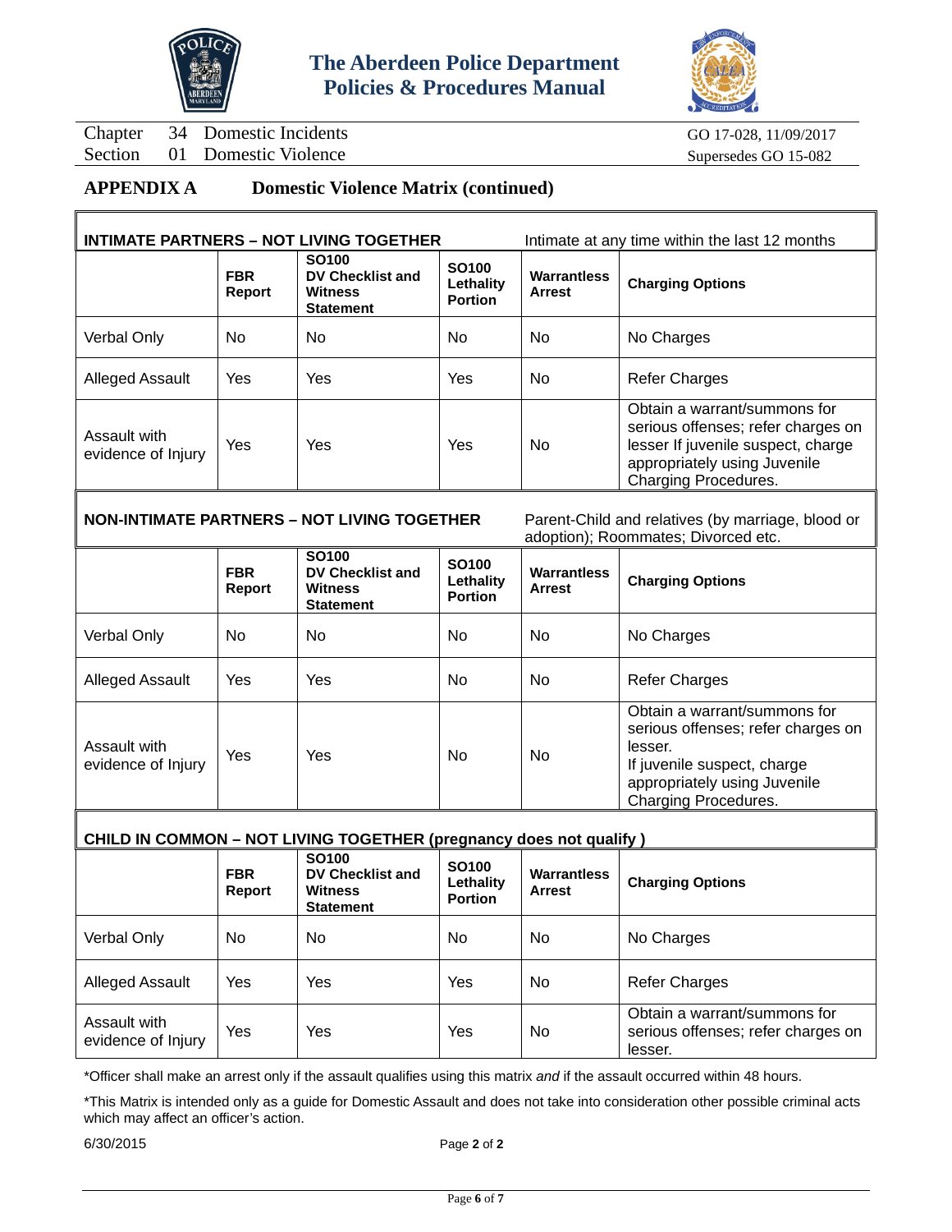Chapter 34 Domestic Incidents GO 17-028, 11/09/2017
Section 01 Domestic Violence Supersedes GO 15-082

## APPENDIX A Domestic Violence Matrix (continued)

**INTIMATE PARTNERS – NOT LIVING TOGETHER** — Intimate at any time within the last 12 months

| | FBR Report | SO100 DV Checklist and Witness Statement | SO100 Lethality Portion | Warrantless Arrest | Charging Options |
|---|---|---|---|---|---|
| Verbal Only | No | No | No | No | No Charges |
| Alleged Assault | Yes | Yes | Yes | No | Refer Charges |
| Assault with evidence of Injury | Yes | Yes | Yes | No | Obtain a warrant/summons for serious offenses; refer charges on lesser If juvenile suspect, charge appropriately using Juvenile Charging Procedures. |

**NON-INTIMATE PARTNERS – NOT LIVING TOGETHER** — Parent-Child and relatives (by marriage, blood or adoption); Roommates; Divorced etc.

| | FBR Report | SO100 DV Checklist and Witness Statement | SO100 Lethality Portion | Warrantless Arrest | Charging Options |
|---|---|---|---|---|---|
| Verbal Only | No | No | No | No | No Charges |
| Alleged Assault | Yes | Yes | No | No | Refer Charges |
| Assault with evidence of Injury | Yes | Yes | No | No | Obtain a warrant/summons for serious offenses; refer charges on lesser. If juvenile suspect, charge appropriately using Juvenile Charging Procedures. |

**CHILD IN COMMON – NOT LIVING TOGETHER (pregnancy does not qualify )**

| | FBR Report | SO100 DV Checklist and Witness Statement | SO100 Lethality Portion | Warrantless Arrest | Charging Options |
|---|---|---|---|---|---|
| Verbal Only | No | No | No | No | No Charges |
| Alleged Assault | Yes | Yes | Yes | No | Refer Charges |
| Assault with evidence of Injury | Yes | Yes | Yes | No | Obtain a warrant/summons for serious offenses; refer charges on lesser. |

*Officer shall make an arrest only if the assault qualifies using this matrix *and* if the assault occurred within 48 hours.

*This Matrix is intended only as a guide for Domestic Assault and does not take into consideration other possible criminal acts which may affect an officer's action.

6/30/2015 Page **2** of **2**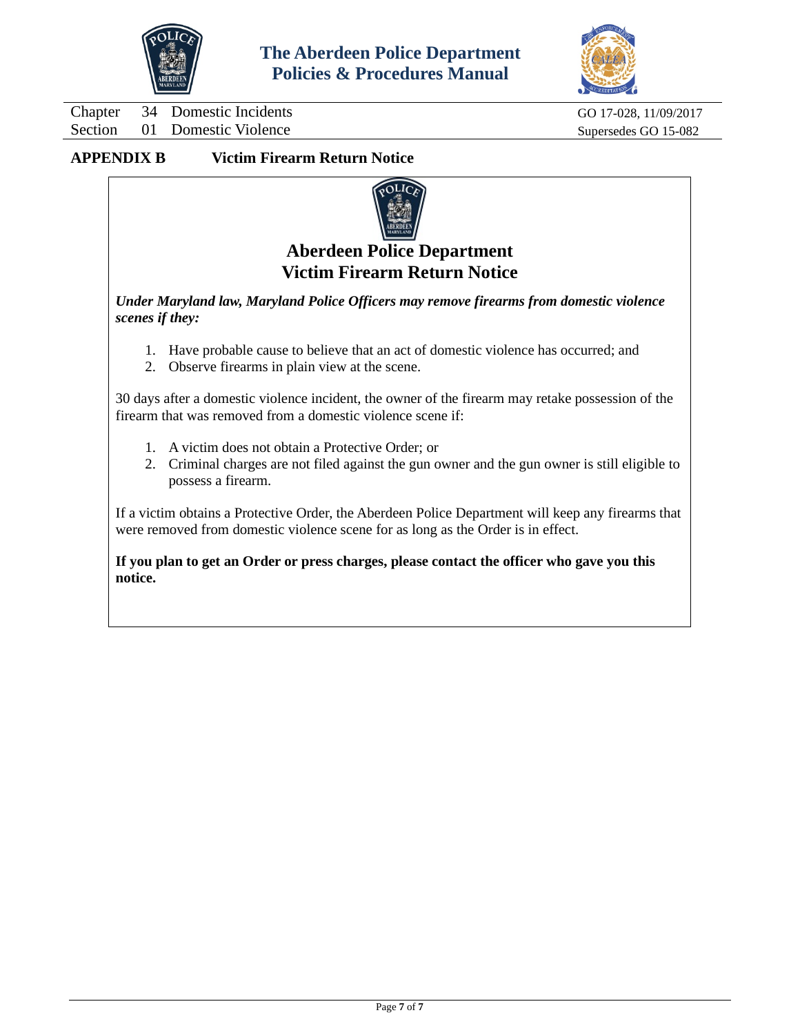## APPENDIX B Victim Firearm Return Notice

### Aberdeen Police Department
### Victim Firearm Return Notice

***Under Maryland law, Maryland Police Officers may remove firearms from domestic violence scenes if they:***

1. Have probable cause to believe that an act of domestic violence has occurred; and
2. Observe firearms in plain view at the scene.

30 days after a domestic violence incident, the owner of the firearm may retake possession of the firearm that was removed from a domestic violence scene if:

1. A victim does not obtain a Protective Order; or
2. Criminal charges are not filed against the gun owner and the gun owner is still eligible to possess a firearm.

If a victim obtains a Protective Order, the Aberdeen Police Department will keep any firearms that were removed from domestic violence scene for as long as the Order is in effect.

**If you plan to get an Order or press charges, please contact the officer who gave you this notice.**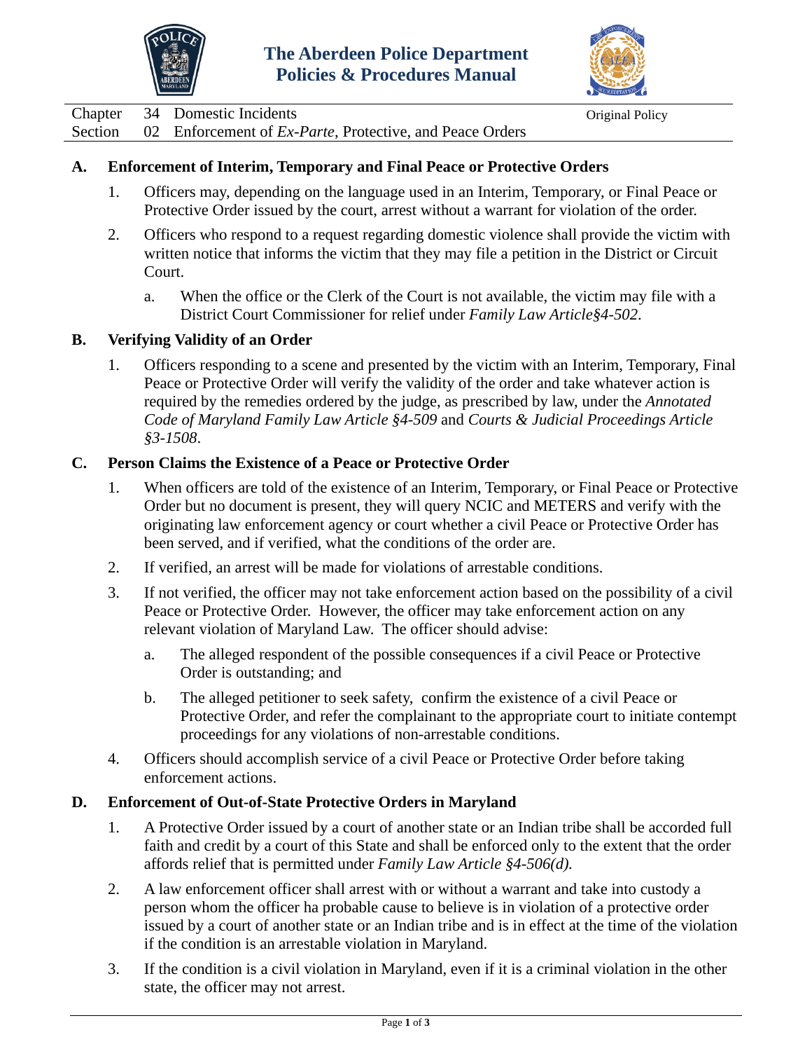The Aberdeen Police Department
Policies & Procedures Manual

Chapter 34 Domestic Incidents — Original Policy
Section 02 Enforcement of *Ex-Parte*, Protective, and Peace Orders

## A. Enforcement of Interim, Temporary and Final Peace or Protective Orders

1. Officers may, depending on the language used in an Interim, Temporary, or Final Peace or Protective Order issued by the court, arrest without a warrant for violation of the order.
2. Officers who respond to a request regarding domestic violence shall provide the victim with written notice that informs the victim that they may file a petition in the District or Circuit Court.
   a. When the office or the Clerk of the Court is not available, the victim may file with a District Court Commissioner for relief under *Family Law Article§4-502*.

## B. Verifying Validity of an Order

1. Officers responding to a scene and presented by the victim with an Interim, Temporary, Final Peace or Protective Order will verify the validity of the order and take whatever action is required by the remedies ordered by the judge, as prescribed by law, under the *Annotated Code of Maryland Family Law Article §4-509* and *Courts & Judicial Proceedings Article §3-1508*.

## C. Person Claims the Existence of a Peace or Protective Order

1. When officers are told of the existence of an Interim, Temporary, or Final Peace or Protective Order but no document is present, they will query NCIC and METERS and verify with the originating law enforcement agency or court whether a civil Peace or Protective Order has been served, and if verified, what the conditions of the order are.
2. If verified, an arrest will be made for violations of arrestable conditions.
3. If not verified, the officer may not take enforcement action based on the possibility of a civil Peace or Protective Order. However, the officer may take enforcement action on any relevant violation of Maryland Law. The officer should advise:
   a. The alleged respondent of the possible consequences if a civil Peace or Protective Order is outstanding; and
   b. The alleged petitioner to seek safety, confirm the existence of a civil Peace or Protective Order, and refer the complainant to the appropriate court to initiate contempt proceedings for any violations of non-arrestable conditions.
4. Officers should accomplish service of a civil Peace or Protective Order before taking enforcement actions.

## D. Enforcement of Out-of-State Protective Orders in Maryland

1. A Protective Order issued by a court of another state or an Indian tribe shall be accorded full faith and credit by a court of this State and shall be enforced only to the extent that the order affords relief that is permitted under *Family Law Article §4-506(d).*
2. A law enforcement officer shall arrest with or without a warrant and take into custody a person whom the officer ha probable cause to believe is in violation of a protective order issued by a court of another state or an Indian tribe and is in effect at the time of the violation if the condition is an arrestable violation in Maryland.
3. If the condition is a civil violation in Maryland, even if it is a criminal violation in the other state, the officer may not arrest.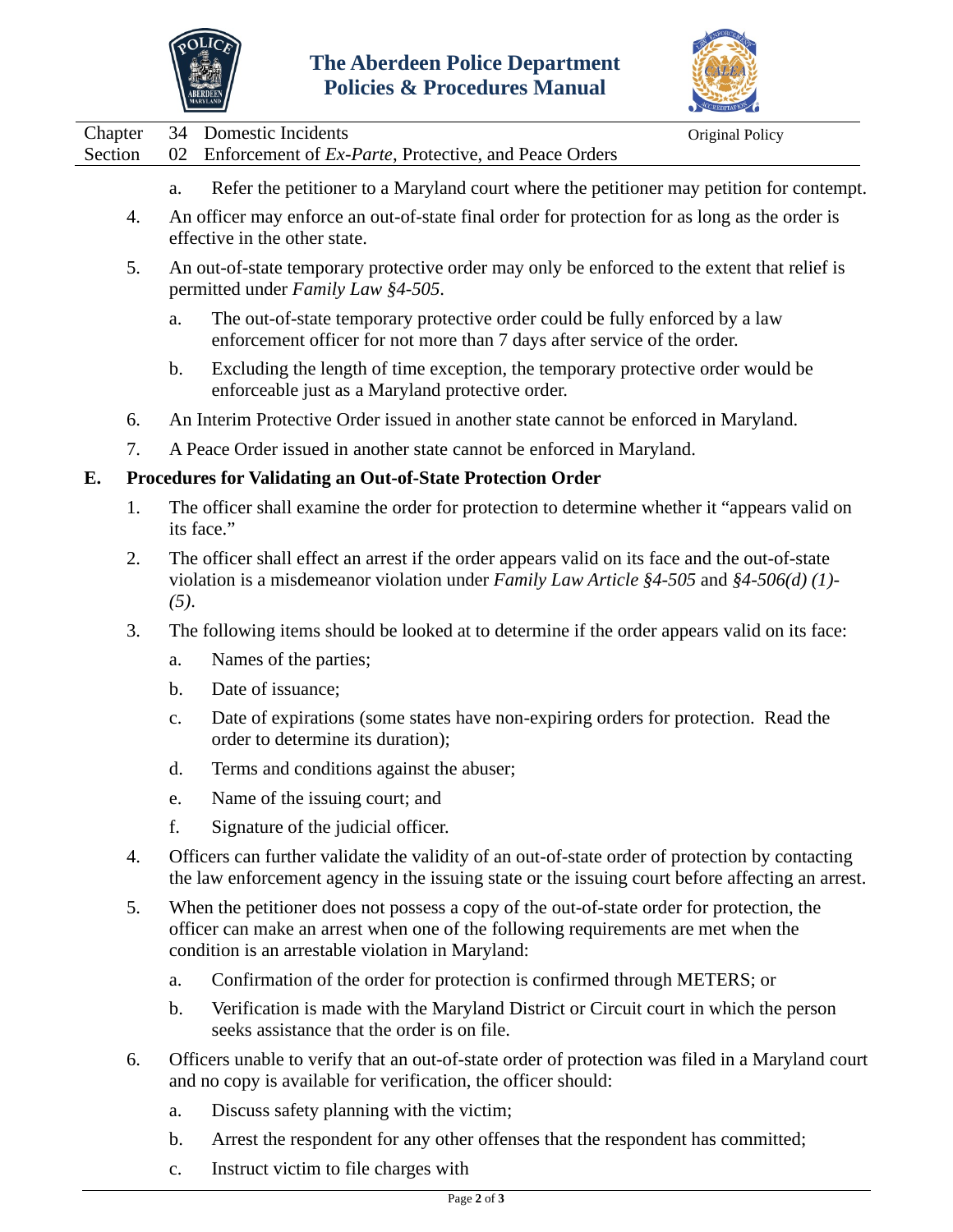a. Refer the petitioner to a Maryland court where the petitioner may petition for contempt.

4. An officer may enforce an out-of-state final order for protection for as long as the order is effective in the other state.

5. An out-of-state temporary protective order may only be enforced to the extent that relief is permitted under *Family Law §4-505*.

    a. The out-of-state temporary protective order could be fully enforced by a law enforcement officer for not more than 7 days after service of the order.

    b. Excluding the length of time exception, the temporary protective order would be enforceable just as a Maryland protective order.

6. An Interim Protective Order issued in another state cannot be enforced in Maryland.

7. A Peace Order issued in another state cannot be enforced in Maryland.

## E. Procedures for Validating an Out-of-State Protection Order

1. The officer shall examine the order for protection to determine whether it "appears valid on its face."

2. The officer shall effect an arrest if the order appears valid on its face and the out-of-state violation is a misdemeanor violation under *Family Law Article §4-505* and *§4-506(d) (1)-(5)*.

3. The following items should be looked at to determine if the order appears valid on its face:

    a. Names of the parties;

    b. Date of issuance;

    c. Date of expirations (some states have non-expiring orders for protection. Read the order to determine its duration);

    d. Terms and conditions against the abuser;

    e. Name of the issuing court; and

    f. Signature of the judicial officer.

4. Officers can further validate the validity of an out-of-state order of protection by contacting the law enforcement agency in the issuing state or the issuing court before affecting an arrest.

5. When the petitioner does not possess a copy of the out-of-state order for protection, the officer can make an arrest when one of the following requirements are met when the condition is an arrestable violation in Maryland:

    a. Confirmation of the order for protection is confirmed through METERS; or

    b. Verification is made with the Maryland District or Circuit court in which the person seeks assistance that the order is on file.

6. Officers unable to verify that an out-of-state order of protection was filed in a Maryland court and no copy is available for verification, the officer should:

    a. Discuss safety planning with the victim;

    b. Arrest the respondent for any other offenses that the respondent has committed;

    c. Instruct victim to file charges with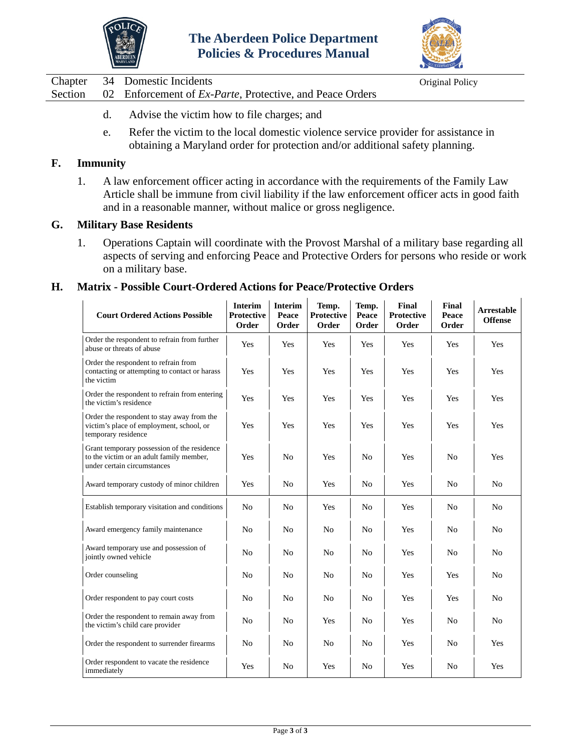d. Advise the victim how to file charges; and

e. Refer the victim to the local domestic violence service provider for assistance in obtaining a Maryland order for protection and/or additional safety planning.

## F. Immunity

1. A law enforcement officer acting in accordance with the requirements of the Family Law Article shall be immune from civil liability if the law enforcement officer acts in good faith and in a reasonable manner, without malice or gross negligence.

## G. Military Base Residents

1. Operations Captain will coordinate with the Provost Marshal of a military base regarding all aspects of serving and enforcing Peace and Protective Orders for persons who reside or work on a military base.

## H. Matrix - Possible Court-Ordered Actions for Peace/Protective Orders

| Court Ordered Actions Possible | Interim Protective Order | Interim Peace Order | Temp. Protective Order | Temp. Peace Order | Final Protective Order | Final Peace Order | Arrestable Offense |
|---|---|---|---|---|---|---|---|
| Order the respondent to refrain from further abuse or threats of abuse | Yes | Yes | Yes | Yes | Yes | Yes | Yes |
| Order the respondent to refrain from contacting or attempting to contact or harass the victim | Yes | Yes | Yes | Yes | Yes | Yes | Yes |
| Order the respondent to refrain from entering the victim's residence | Yes | Yes | Yes | Yes | Yes | Yes | Yes |
| Order the respondent to stay away from the victim's place of employment, school, or temporary residence | Yes | Yes | Yes | Yes | Yes | Yes | Yes |
| Grant temporary possession of the residence to the victim or an adult family member, under certain circumstances | Yes | No | Yes | No | Yes | No | Yes |
| Award temporary custody of minor children | Yes | No | Yes | No | Yes | No | No |
| Establish temporary visitation and conditions | No | No | Yes | No | Yes | No | No |
| Award emergency family maintenance | No | No | No | No | Yes | No | No |
| Award temporary use and possession of jointly owned vehicle | No | No | No | No | Yes | No | No |
| Order counseling | No | No | No | No | Yes | Yes | No |
| Order respondent to pay court costs | No | No | No | No | Yes | Yes | No |
| Order the respondent to remain away from the victim's child care provider | No | No | Yes | No | Yes | No | No |
| Order the respondent to surrender firearms | No | No | No | No | Yes | No | Yes |
| Order respondent to vacate the residence immediately | Yes | No | Yes | No | Yes | No | Yes |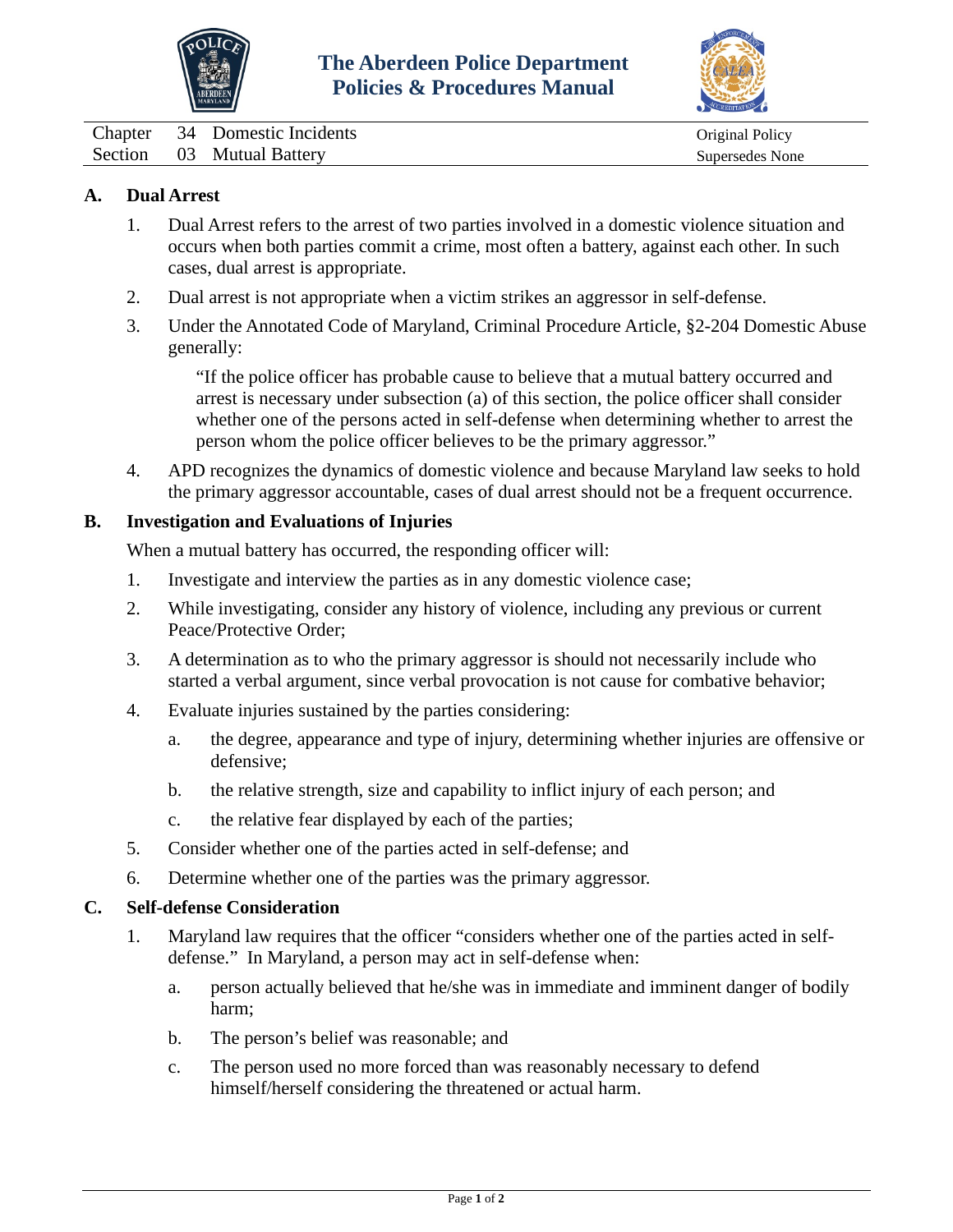# The Aberdeen Police Department Policies & Procedures Manual

| | | | |
|---|---|---|---|
| Chapter | 34 | Domestic Incidents | Original Policy |
| Section | 03 | Mutual Battery | Supersedes None |

## A. Dual Arrest

1. Dual Arrest refers to the arrest of two parties involved in a domestic violence situation and occurs when both parties commit a crime, most often a battery, against each other. In such cases, dual arrest is appropriate.

2. Dual arrest is not appropriate when a victim strikes an aggressor in self-defense.

3. Under the Annotated Code of Maryland, Criminal Procedure Article, §2-204 Domestic Abuse generally:

   "If the police officer has probable cause to believe that a mutual battery occurred and arrest is necessary under subsection (a) of this section, the police officer shall consider whether one of the persons acted in self-defense when determining whether to arrest the person whom the police officer believes to be the primary aggressor."

4. APD recognizes the dynamics of domestic violence and because Maryland law seeks to hold the primary aggressor accountable, cases of dual arrest should not be a frequent occurrence.

## B. Investigation and Evaluations of Injuries

When a mutual battery has occurred, the responding officer will:

1. Investigate and interview the parties as in any domestic violence case;

2. While investigating, consider any history of violence, including any previous or current Peace/Protective Order;

3. A determination as to who the primary aggressor is should not necessarily include who started a verbal argument, since verbal provocation is not cause for combative behavior;

4. Evaluate injuries sustained by the parties considering:

   a. the degree, appearance and type of injury, determining whether injuries are offensive or defensive;

   b. the relative strength, size and capability to inflict injury of each person; and

   c. the relative fear displayed by each of the parties;

5. Consider whether one of the parties acted in self-defense; and

6. Determine whether one of the parties was the primary aggressor.

## C. Self-defense Consideration

1. Maryland law requires that the officer "considers whether one of the parties acted in self-defense." In Maryland, a person may act in self-defense when:

   a. person actually believed that he/she was in immediate and imminent danger of bodily harm;

   b. The person's belief was reasonable; and

   c. The person used no more forced than was reasonably necessary to defend himself/herself considering the threatened or actual harm.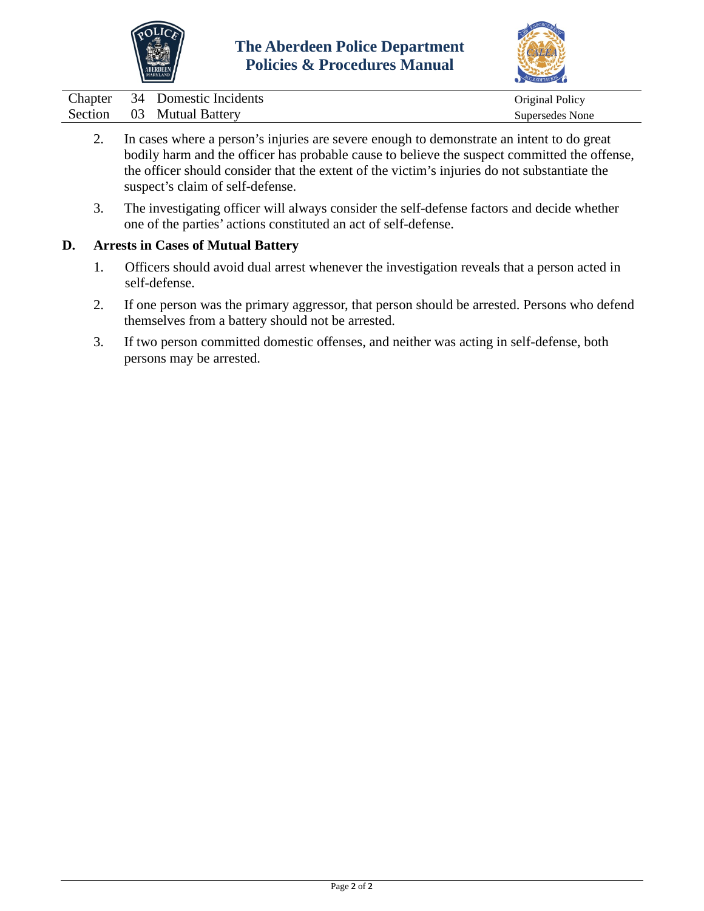2. In cases where a person's injuries are severe enough to demonstrate an intent to do great bodily harm and the officer has probable cause to believe the suspect committed the offense, the officer should consider that the extent of the victim's injuries do not substantiate the suspect's claim of self-defense.

3. The investigating officer will always consider the self-defense factors and decide whether one of the parties' actions constituted an act of self-defense.

## D. Arrests in Cases of Mutual Battery

1. Officers should avoid dual arrest whenever the investigation reveals that a person acted in self-defense.

2. If one person was the primary aggressor, that person should be arrested. Persons who defend themselves from a battery should not be arrested.

3. If two person committed domestic offenses, and neither was acting in self-defense, both persons may be arrested.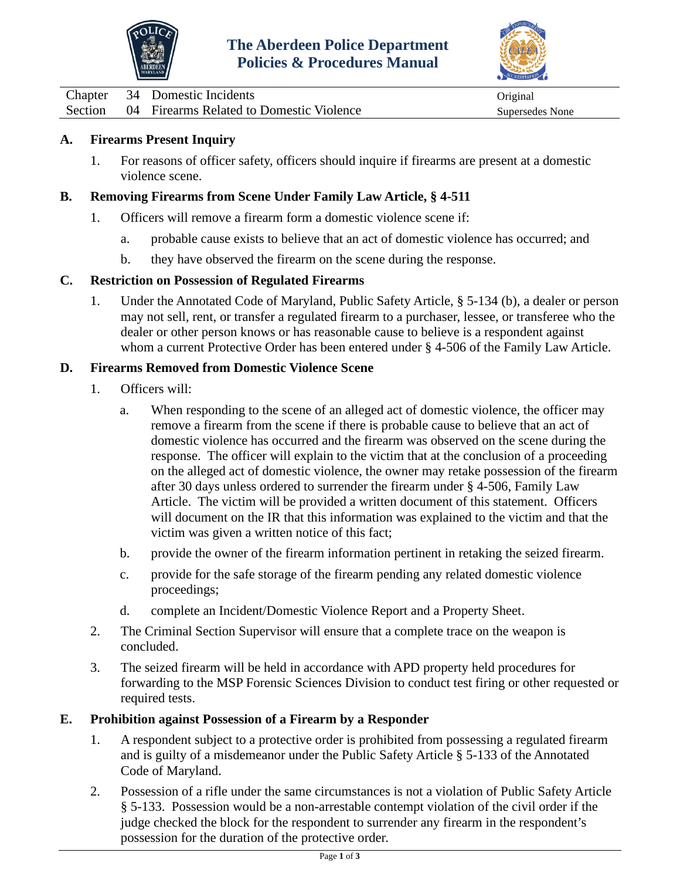| Chapter | 34 | Domestic Incidents | Original |
|---|---|---|---|
| Section | 04 | Firearms Related to Domestic Violence | Supersedes None |

## A. Firearms Present Inquiry

1. For reasons of officer safety, officers should inquire if firearms are present at a domestic violence scene.

## B. Removing Firearms from Scene Under Family Law Article, § 4-511

1. Officers will remove a firearm form a domestic violence scene if:
   a. probable cause exists to believe that an act of domestic violence has occurred; and
   b. they have observed the firearm on the scene during the response.

## C. Restriction on Possession of Regulated Firearms

1. Under the Annotated Code of Maryland, Public Safety Article, § 5-134 (b), a dealer or person may not sell, rent, or transfer a regulated firearm to a purchaser, lessee, or transferee who the dealer or other person knows or has reasonable cause to believe is a respondent against whom a current Protective Order has been entered under § 4-506 of the Family Law Article.

## D. Firearms Removed from Domestic Violence Scene

1. Officers will:
   a. When responding to the scene of an alleged act of domestic violence, the officer may remove a firearm from the scene if there is probable cause to believe that an act of domestic violence has occurred and the firearm was observed on the scene during the response. The officer will explain to the victim that at the conclusion of a proceeding on the alleged act of domestic violence, the owner may retake possession of the firearm after 30 days unless ordered to surrender the firearm under § 4-506, Family Law Article. The victim will be provided a written document of this statement. Officers will document on the IR that this information was explained to the victim and that the victim was given a written notice of this fact;
   b. provide the owner of the firearm information pertinent in retaking the seized firearm.
   c. provide for the safe storage of the firearm pending any related domestic violence proceedings;
   d. complete an Incident/Domestic Violence Report and a Property Sheet.
2. The Criminal Section Supervisor will ensure that a complete trace on the weapon is concluded.
3. The seized firearm will be held in accordance with APD property held procedures for forwarding to the MSP Forensic Sciences Division to conduct test firing or other requested or required tests.

## E. Prohibition against Possession of a Firearm by a Responder

1. A respondent subject to a protective order is prohibited from possessing a regulated firearm and is guilty of a misdemeanor under the Public Safety Article § 5-133 of the Annotated Code of Maryland.
2. Possession of a rifle under the same circumstances is not a violation of Public Safety Article § 5-133. Possession would be a non-arrestable contempt violation of the civil order if the judge checked the block for the respondent to surrender any firearm in the respondent's possession for the duration of the protective order.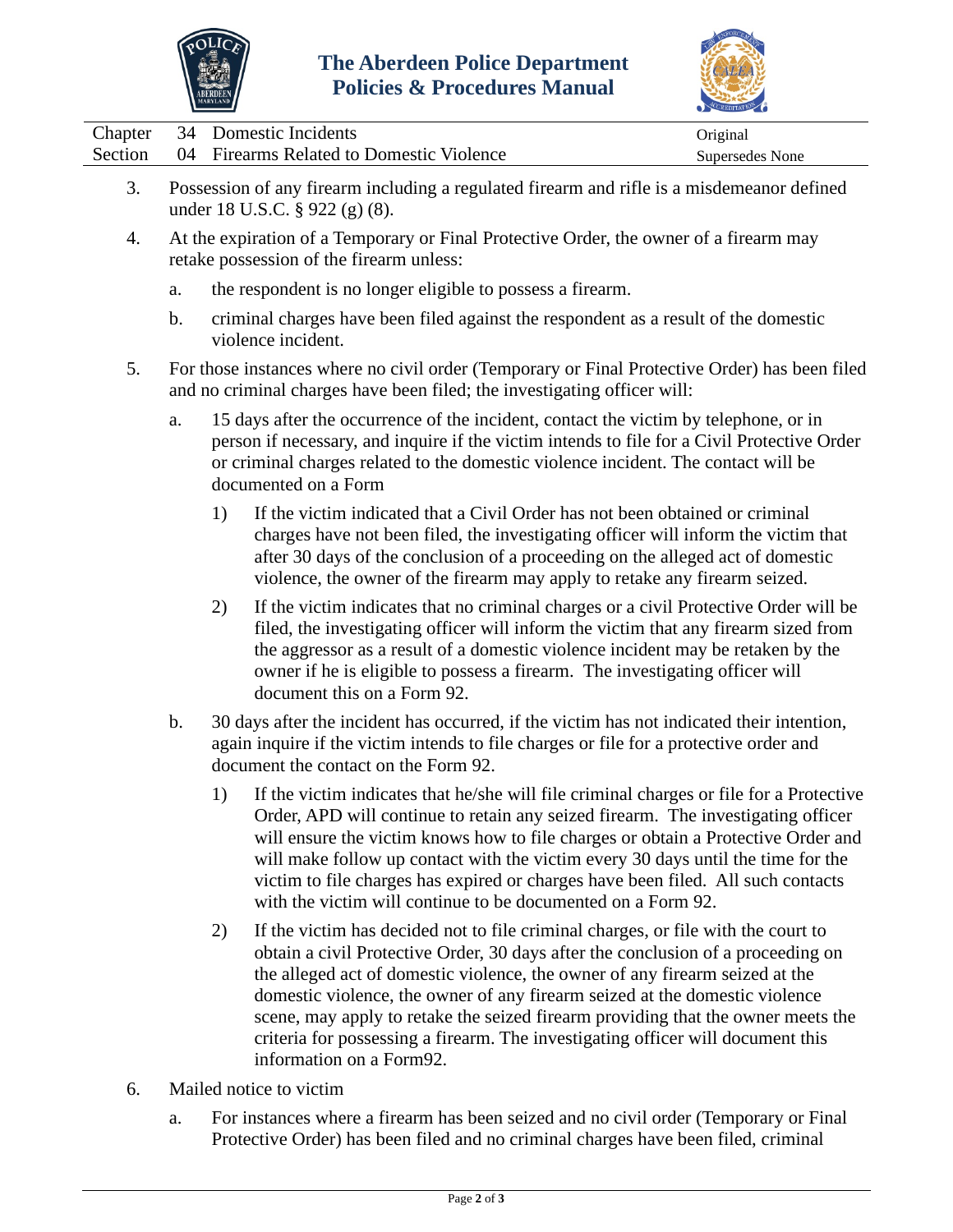3. Possession of any firearm including a regulated firearm and rifle is a misdemeanor defined under 18 U.S.C. § 922 (g) (8).

4. At the expiration of a Temporary or Final Protective Order, the owner of a firearm may retake possession of the firearm unless:

   a. the respondent is no longer eligible to possess a firearm.

   b. criminal charges have been filed against the respondent as a result of the domestic violence incident.

5. For those instances where no civil order (Temporary or Final Protective Order) has been filed and no criminal charges have been filed; the investigating officer will:

   a. 15 days after the occurrence of the incident, contact the victim by telephone, or in person if necessary, and inquire if the victim intends to file for a Civil Protective Order or criminal charges related to the domestic violence incident. The contact will be documented on a Form

      1) If the victim indicated that a Civil Order has not been obtained or criminal charges have not been filed, the investigating officer will inform the victim that after 30 days of the conclusion of a proceeding on the alleged act of domestic violence, the owner of the firearm may apply to retake any firearm seized.

      2) If the victim indicates that no criminal charges or a civil Protective Order will be filed, the investigating officer will inform the victim that any firearm sized from the aggressor as a result of a domestic violence incident may be retaken by the owner if he is eligible to possess a firearm. The investigating officer will document this on a Form 92.

   b. 30 days after the incident has occurred, if the victim has not indicated their intention, again inquire if the victim intends to file charges or file for a protective order and document the contact on the Form 92.

      1) If the victim indicates that he/she will file criminal charges or file for a Protective Order, APD will continue to retain any seized firearm. The investigating officer will ensure the victim knows how to file charges or obtain a Protective Order and will make follow up contact with the victim every 30 days until the time for the victim to file charges has expired or charges have been filed. All such contacts with the victim will continue to be documented on a Form 92.

      2) If the victim has decided not to file criminal charges, or file with the court to obtain a civil Protective Order, 30 days after the conclusion of a proceeding on the alleged act of domestic violence, the owner of any firearm seized at the domestic violence, the owner of any firearm seized at the domestic violence scene, may apply to retake the seized firearm providing that the owner meets the criteria for possessing a firearm. The investigating officer will document this information on a Form92.

6. Mailed notice to victim

   a. For instances where a firearm has been seized and no civil order (Temporary or Final Protective Order) has been filed and no criminal charges have been filed, criminal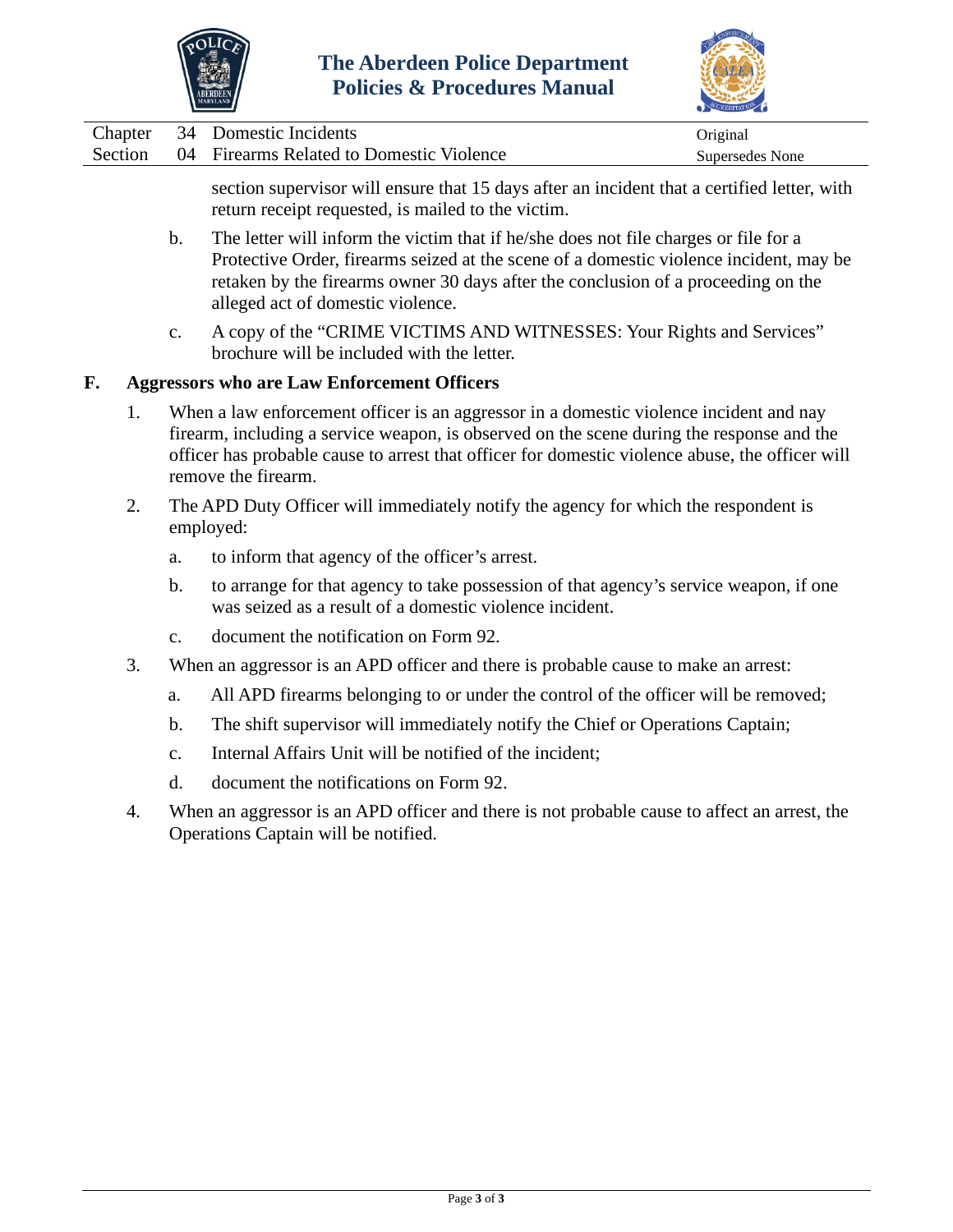section supervisor will ensure that 15 days after an incident that a certified letter, with return receipt requested, is mailed to the victim.

   b. The letter will inform the victim that if he/she does not file charges or file for a Protective Order, firearms seized at the scene of a domestic violence incident, may be retaken by the firearms owner 30 days after the conclusion of a proceeding on the alleged act of domestic violence.

   c. A copy of the "CRIME VICTIMS AND WITNESSES: Your Rights and Services" brochure will be included with the letter.

**F. Aggressors who are Law Enforcement Officers**

1. When a law enforcement officer is an aggressor in a domestic violence incident and nay firearm, including a service weapon, is observed on the scene during the response and the officer has probable cause to arrest that officer for domestic violence abuse, the officer will remove the firearm.

2. The APD Duty Officer will immediately notify the agency for which the respondent is employed:

   a. to inform that agency of the officer's arrest.

   b. to arrange for that agency to take possession of that agency's service weapon, if one was seized as a result of a domestic violence incident.

   c. document the notification on Form 92.

3. When an aggressor is an APD officer and there is probable cause to make an arrest:

   a. All APD firearms belonging to or under the control of the officer will be removed;

   b. The shift supervisor will immediately notify the Chief or Operations Captain;

   c. Internal Affairs Unit will be notified of the incident;

   d. document the notifications on Form 92.

4. When an aggressor is an APD officer and there is not probable cause to affect an arrest, the Operations Captain will be notified.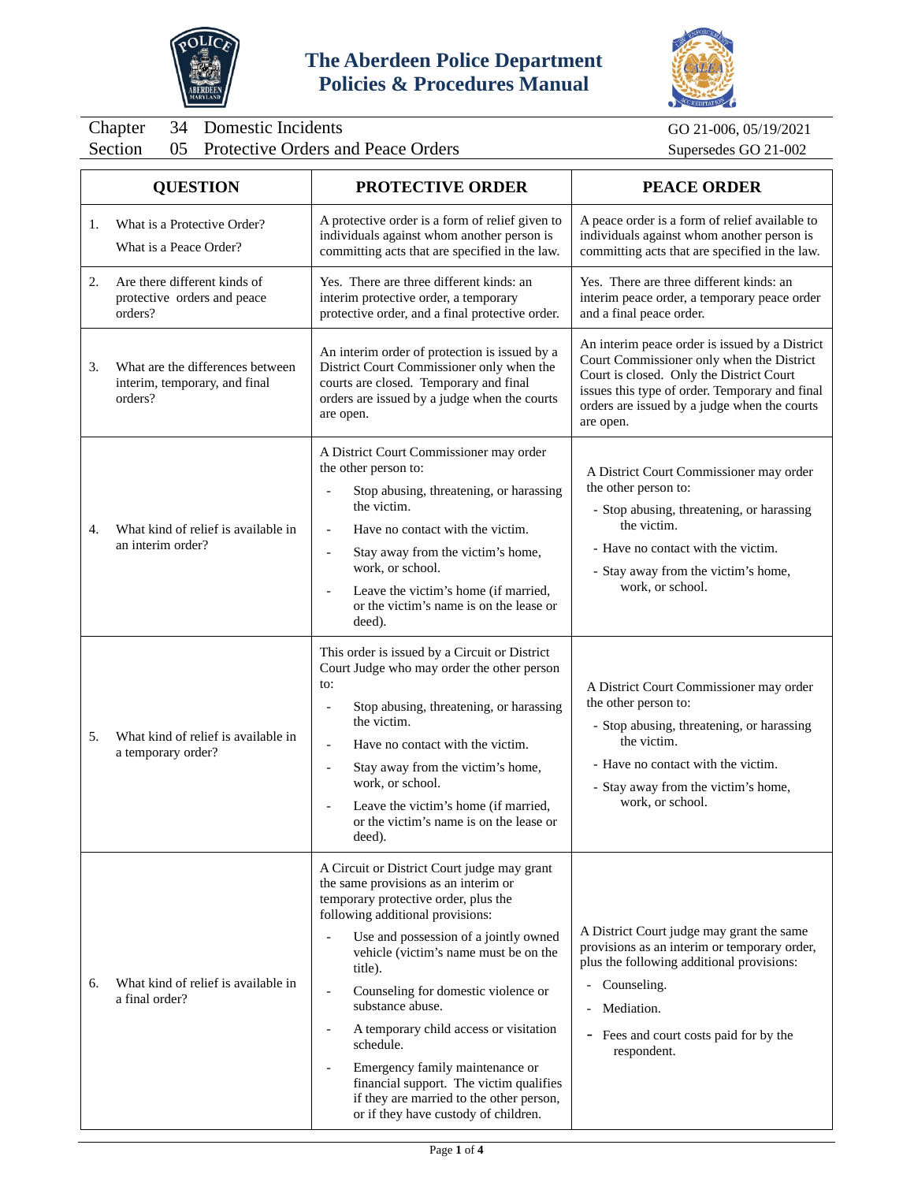# The Aberdeen Police Department Policies & Procedures Manual

| Chapter 34 Domestic Incidents | GO 21-006, 05/19/2021 |
|---|---|
| Section 05 Protective Orders and Peace Orders | Supersedes GO 21-002 |

| QUESTION | PROTECTIVE ORDER | PEACE ORDER |
|---|---|---|
| 1. What is a Protective Order? What is a Peace Order? | A protective order is a form of relief given to individuals against whom another person is committing acts that are specified in the law. | A peace order is a form of relief available to individuals against whom another person is committing acts that are specified in the law. |
| 2. Are there different kinds of protective orders and peace orders? | Yes. There are three different kinds: an interim protective order, a temporary protective order, and a final protective order. | Yes. There are three different kinds: an interim peace order, a temporary peace order and a final peace order. |
| 3. What are the differences between interim, temporary, and final orders? | An interim order of protection is issued by a District Court Commissioner only when the courts are closed. Temporary and final orders are issued by a judge when the courts are open. | An interim peace order is issued by a District Court Commissioner only when the District Court is closed. Only the District Court issues this type of order. Temporary and final orders are issued by a judge when the courts are open. |
| 4. What kind of relief is available in an interim order? | A District Court Commissioner may order the other person to:<br>- Stop abusing, threatening, or harassing the victim.<br>- Have no contact with the victim.<br>- Stay away from the victim's home, work, or school.<br>- Leave the victim's home (if married, or the victim's name is on the lease or deed). | A District Court Commissioner may order the other person to:<br>- Stop abusing, threatening, or harassing the victim.<br>- Have no contact with the victim.<br>- Stay away from the victim's home, work, or school. |
| 5. What kind of relief is available in a temporary order? | This order is issued by a Circuit or District Court Judge who may order the other person to:<br>- Stop abusing, threatening, or harassing the victim.<br>- Have no contact with the victim.<br>- Stay away from the victim's home, work, or school.<br>- Leave the victim's home (if married, or the victim's name is on the lease or deed). | A District Court Commissioner may order the other person to:<br>- Stop abusing, threatening, or harassing the victim.<br>- Have no contact with the victim.<br>- Stay away from the victim's home, work, or school. |
| 6. What kind of relief is available in a final order? | A Circuit or District Court judge may grant the same provisions as an interim or temporary protective order, plus the following additional provisions:<br>- Use and possession of a jointly owned vehicle (victim's name must be on the title).<br>- Counseling for domestic violence or substance abuse.<br>- A temporary child access or visitation schedule.<br>- Emergency family maintenance or financial support. The victim qualifies if they are married to the other person, or if they have custody of children. | A District Court judge may grant the same provisions as an interim or temporary order, plus the following additional provisions:<br>- Counseling.<br>- Mediation.<br>- Fees and court costs paid for by the respondent. |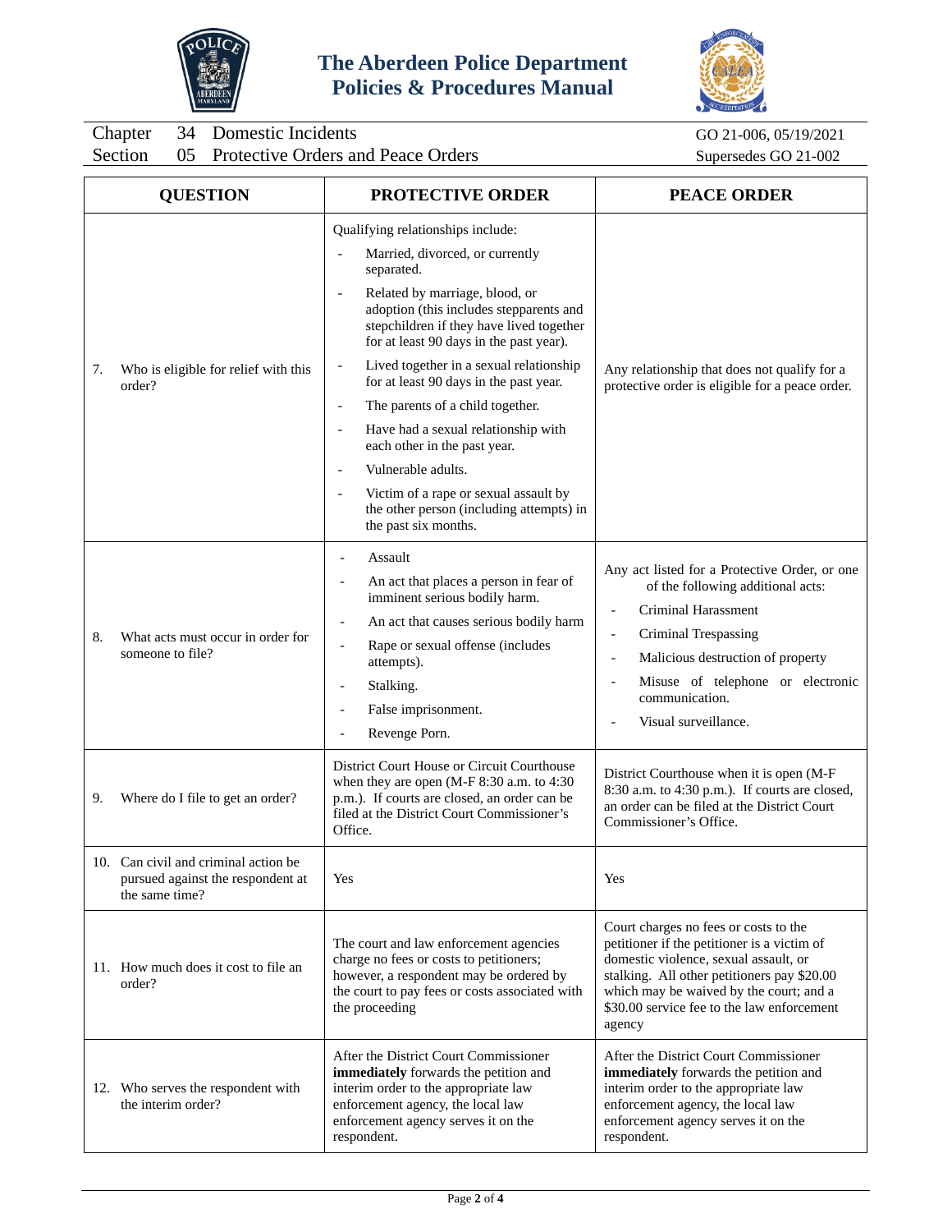# The Aberdeen Police Department Policies & Procedures Manual

| Chapter | 34 | Domestic Incidents | GO 21-006, 05/19/2021 |
|---|---|---|---|
| Section | 05 | Protective Orders and Peace Orders | Supersedes GO 21-002 |

| QUESTION | PROTECTIVE ORDER | PEACE ORDER |
|---|---|---|
| 7. Who is eligible for relief with this order? | Qualifying relationships include:<br>- Married, divorced, or currently separated.<br>- Related by marriage, blood, or adoption (this includes stepparents and stepchildren if they have lived together for at least 90 days in the past year).<br>- Lived together in a sexual relationship for at least 90 days in the past year.<br>- The parents of a child together.<br>- Have had a sexual relationship with each other in the past year.<br>- Vulnerable adults.<br>- Victim of a rape or sexual assault by the other person (including attempts) in the past six months. | Any relationship that does not qualify for a protective order is eligible for a peace order. |
| 8. What acts must occur in order for someone to file? | - Assault<br>- An act that places a person in fear of imminent serious bodily harm.<br>- An act that causes serious bodily harm<br>- Rape or sexual offense (includes attempts).<br>- Stalking.<br>- False imprisonment.<br>- Revenge Porn. | Any act listed for a Protective Order, or one of the following additional acts:<br>- Criminal Harassment<br>- Criminal Trespassing<br>- Malicious destruction of property<br>- Misuse of telephone or electronic communication.<br>- Visual surveillance. |
| 9. Where do I file to get an order? | District Court House or Circuit Courthouse when they are open (M-F 8:30 a.m. to 4:30 p.m.). If courts are closed, an order can be filed at the District Court Commissioner's Office. | District Courthouse when it is open (M-F 8:30 a.m. to 4:30 p.m.). If courts are closed, an order can be filed at the District Court Commissioner's Office. |
| 10. Can civil and criminal action be pursued against the respondent at the same time? | Yes | Yes |
| 11. How much does it cost to file an order? | The court and law enforcement agencies charge no fees or costs to petitioners; however, a respondent may be ordered by the court to pay fees or costs associated with the proceeding | Court charges no fees or costs to the petitioner if the petitioner is a victim of domestic violence, sexual assault, or stalking. All other petitioners pay $20.00 which may be waived by the court; and a $30.00 service fee to the law enforcement agency |
| 12. Who serves the respondent with the interim order? | After the District Court Commissioner **immediately** forwards the petition and interim order to the appropriate law enforcement agency, the local law enforcement agency serves it on the respondent. | After the District Court Commissioner **immediately** forwards the petition and interim order to the appropriate law enforcement agency, the local law enforcement agency serves it on the respondent. |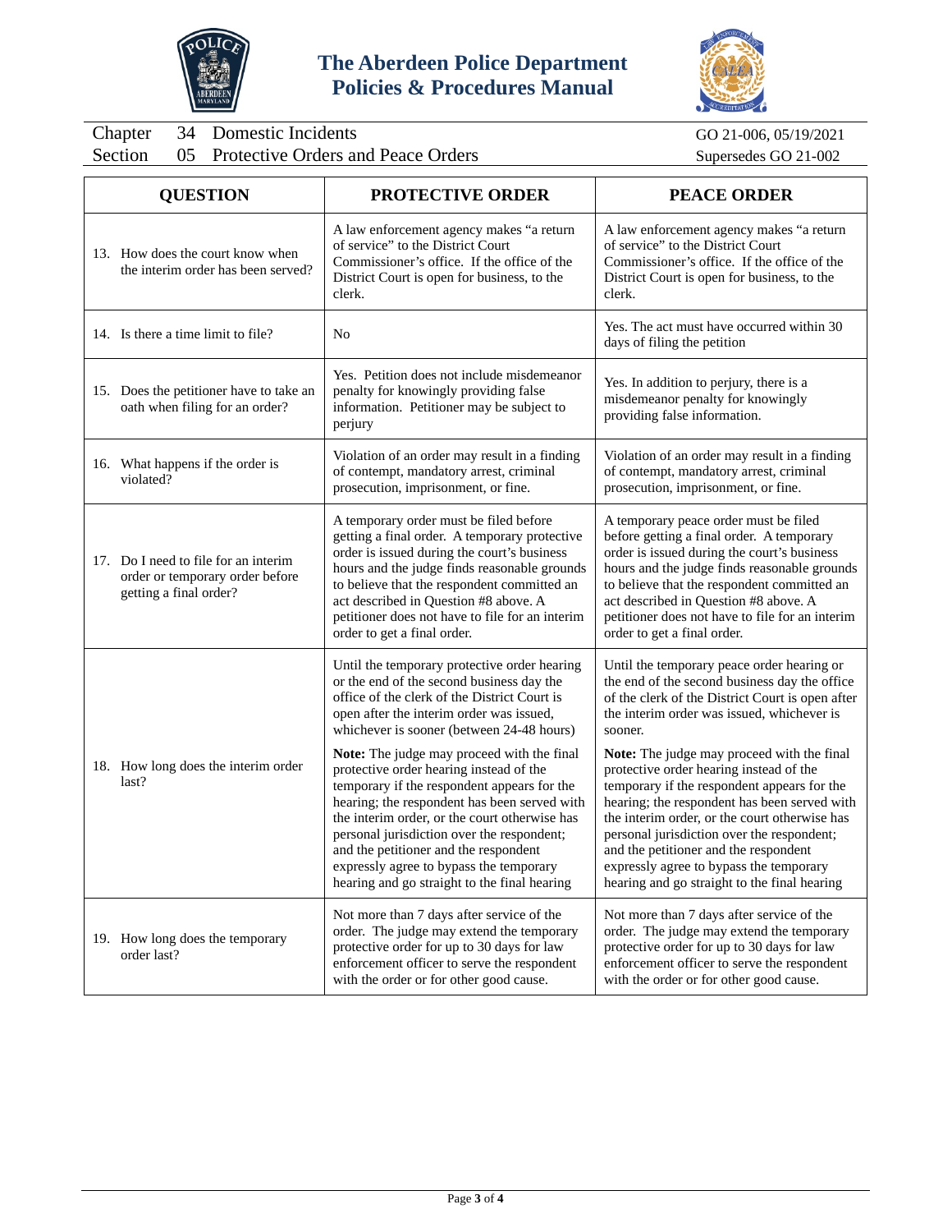| QUESTION | PROTECTIVE ORDER | PEACE ORDER |
|---|---|---|
| 13. How does the court know when the interim order has been served? | A law enforcement agency makes "a return of service" to the District Court Commissioner's office. If the office of the District Court is open for business, to the clerk. | A law enforcement agency makes "a return of service" to the District Court Commissioner's office. If the office of the District Court is open for business, to the clerk. |
| 14. Is there a time limit to file? | No | Yes. The act must have occurred within 30 days of filing the petition |
| 15. Does the petitioner have to take an oath when filing for an order? | Yes. Petition does not include misdemeanor penalty for knowingly providing false information. Petitioner may be subject to perjury | Yes. In addition to perjury, there is a misdemeanor penalty for knowingly providing false information. |
| 16. What happens if the order is violated? | Violation of an order may result in a finding of contempt, mandatory arrest, criminal prosecution, imprisonment, or fine. | Violation of an order may result in a finding of contempt, mandatory arrest, criminal prosecution, imprisonment, or fine. |
| 17. Do I need to file for an interim order or temporary order before getting a final order? | A temporary order must be filed before getting a final order. A temporary protective order is issued during the court's business hours and the judge finds reasonable grounds to believe that the respondent committed an act described in Question #8 above. A petitioner does not have to file for an interim order to get a final order. | A temporary peace order must be filed before getting a final order. A temporary order is issued during the court's business hours and the judge finds reasonable grounds to believe that the respondent committed an act described in Question #8 above. A petitioner does not have to file for an interim order to get a final order. |
| 18. How long does the interim order last? | Until the temporary protective order hearing or the end of the second business day the office of the clerk of the District Court is open after the interim order was issued, whichever is sooner (between 24-48 hours)<br><br>**Note:** The judge may proceed with the final protective order hearing instead of the temporary if the respondent appears for the hearing; the respondent has been served with the interim order, or the court otherwise has personal jurisdiction over the respondent; and the petitioner and the respondent expressly agree to bypass the temporary hearing and go straight to the final hearing | Until the temporary peace order hearing or the end of the second business day the office of the clerk of the District Court is open after the interim order was issued, whichever is sooner.<br><br>**Note:** The judge may proceed with the final protective order hearing instead of the temporary if the respondent appears for the hearing; the respondent has been served with the interim order, or the court otherwise has personal jurisdiction over the respondent; and the petitioner and the respondent expressly agree to bypass the temporary hearing and go straight to the final hearing |
| 19. How long does the temporary order last? | Not more than 7 days after service of the order. The judge may extend the temporary protective order for up to 30 days for law enforcement officer to serve the respondent with the order or for other good cause. | Not more than 7 days after service of the order. The judge may extend the temporary protective order for up to 30 days for law enforcement officer to serve the respondent with the order or for other good cause. |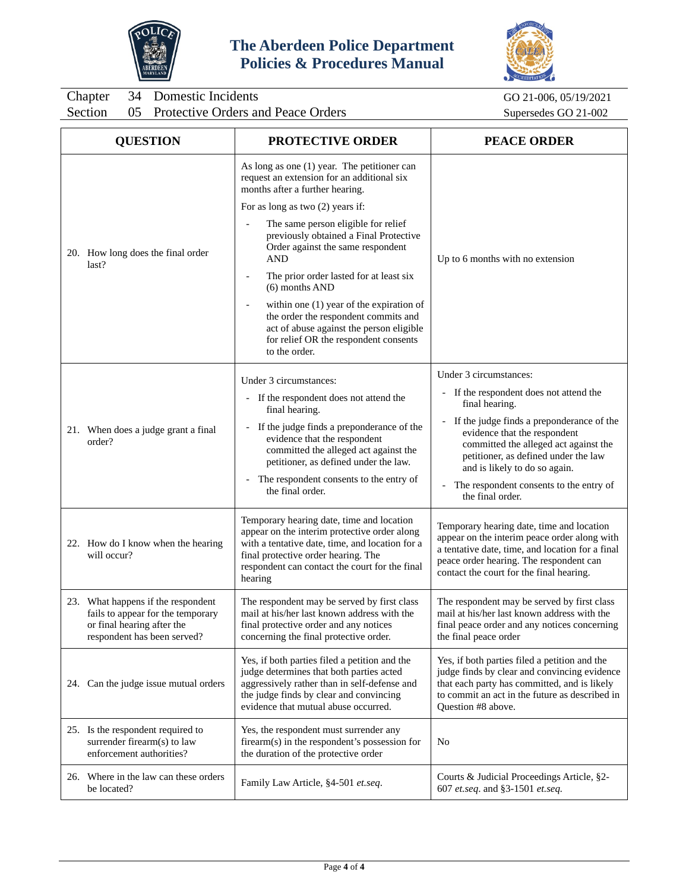| QUESTION | PROTECTIVE ORDER | PEACE ORDER |
|---|---|---|
| 20. How long does the final order last? | As long as one (1) year. The petitioner can request an extension for an additional six months after a further hearing.<br>For as long as two (2) years if:<br>- The same person eligible for relief previously obtained a Final Protective Order against the same respondent AND<br>- The prior order lasted for at least six (6) months AND<br>- within one (1) year of the expiration of the order the respondent commits and act of abuse against the person eligible for relief OR the respondent consents to the order. | Up to 6 months with no extension |
| 21. When does a judge grant a final order? | Under 3 circumstances:<br>- If the respondent does not attend the final hearing.<br>- If the judge finds a preponderance of the evidence that the respondent committed the alleged act against the petitioner, as defined under the law.<br>- The respondent consents to the entry of the final order. | Under 3 circumstances:<br>- If the respondent does not attend the final hearing.<br>- If the judge finds a preponderance of the evidence that the respondent committed the alleged act against the petitioner, as defined under the law and is likely to do so again.<br>- The respondent consents to the entry of the final order. |
| 22. How do I know when the hearing will occur? | Temporary hearing date, time and location appear on the interim protective order along with a tentative date, time, and location for a final protective order hearing. The respondent can contact the court for the final hearing | Temporary hearing date, time and location appear on the interim peace order along with a tentative date, time, and location for a final peace order hearing. The respondent can contact the court for the final hearing. |
| 23. What happens if the respondent fails to appear for the temporary or final hearing after the respondent has been served? | The respondent may be served by first class mail at his/her last known address with the final protective order and any notices concerning the final protective order. | The respondent may be served by first class mail at his/her last known address with the final peace order and any notices concerning the final peace order |
| 24. Can the judge issue mutual orders | Yes, if both parties filed a petition and the judge determines that both parties acted aggressively rather than in self-defense and the judge finds by clear and convincing evidence that mutual abuse occurred. | Yes, if both parties filed a petition and the judge finds by clear and convincing evidence that each party has committed, and is likely to commit an act in the future as described in Question #8 above. |
| 25. Is the respondent required to surrender firearm(s) to law enforcement authorities? | Yes, the respondent must surrender any firearm(s) in the respondent's possession for the duration of the protective order | No |
| 26. Where in the law can these orders be located? | Family Law Article, §4-501 *et.seq*. | Courts & Judicial Proceedings Article, §2-607 *et.seq*. and §3-1501 *et.seq.* |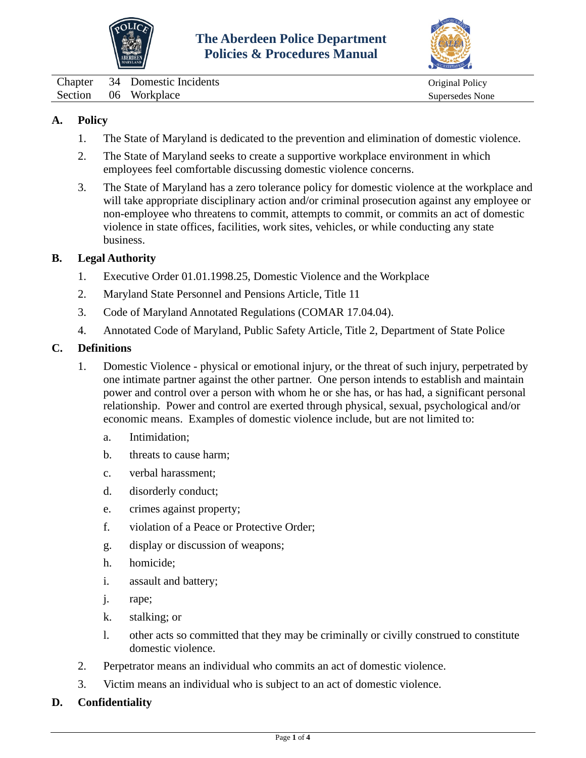# The Aberdeen Police Department Policies & Procedures Manual

| Chapter | 34 | Domestic Incidents | Original Policy |
|---|---|---|---|
| Section | 06 | Workplace | Supersedes None |

## A. Policy

1. The State of Maryland is dedicated to the prevention and elimination of domestic violence.
2. The State of Maryland seeks to create a supportive workplace environment in which employees feel comfortable discussing domestic violence concerns.
3. The State of Maryland has a zero tolerance policy for domestic violence at the workplace and will take appropriate disciplinary action and/or criminal prosecution against any employee or non-employee who threatens to commit, attempts to commit, or commits an act of domestic violence in state offices, facilities, work sites, vehicles, or while conducting any state business.

## B. Legal Authority

1. Executive Order 01.01.1998.25, Domestic Violence and the Workplace
2. Maryland State Personnel and Pensions Article, Title 11
3. Code of Maryland Annotated Regulations (COMAR 17.04.04).
4. Annotated Code of Maryland, Public Safety Article, Title 2, Department of State Police

## C. Definitions

1. Domestic Violence - physical or emotional injury, or the threat of such injury, perpetrated by one intimate partner against the other partner. One person intends to establish and maintain power and control over a person with whom he or she has, or has had, a significant personal relationship. Power and control are exerted through physical, sexual, psychological and/or economic means. Examples of domestic violence include, but are not limited to:
   a. Intimidation;
   b. threats to cause harm;
   c. verbal harassment;
   d. disorderly conduct;
   e. crimes against property;
   f. violation of a Peace or Protective Order;
   g. display or discussion of weapons;
   h. homicide;
   i. assault and battery;
   j. rape;
   k. stalking; or
   l. other acts so committed that they may be criminally or civilly construed to constitute domestic violence.
2. Perpetrator means an individual who commits an act of domestic violence.
3. Victim means an individual who is subject to an act of domestic violence.

## D. Confidentiality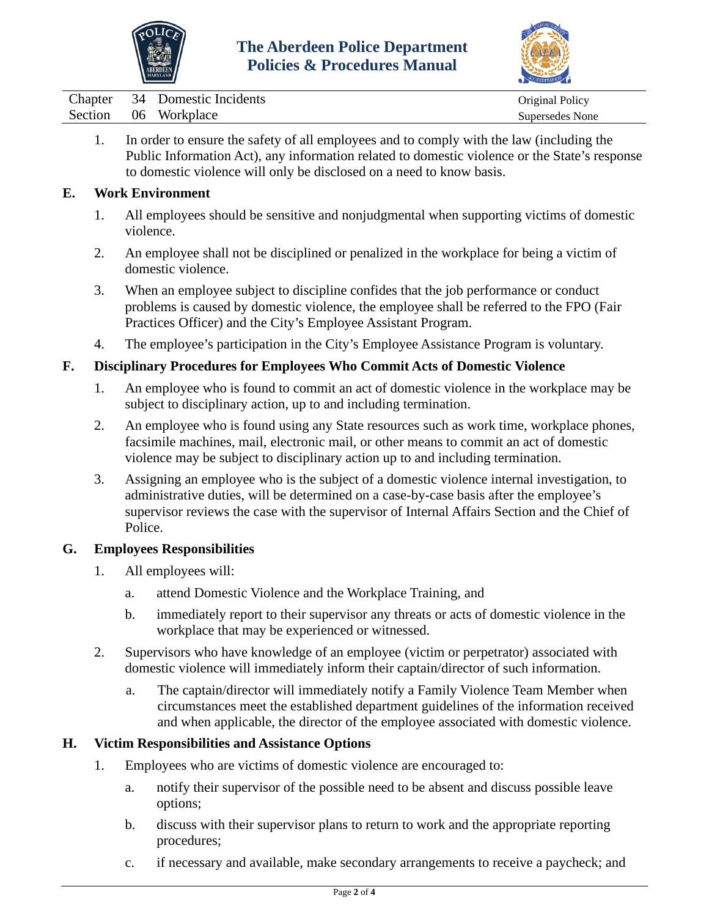1. In order to ensure the safety of all employees and to comply with the law (including the Public Information Act), any information related to domestic violence or the State's response to domestic violence will only be disclosed on a need to know basis.

## E. Work Environment

1. All employees should be sensitive and nonjudgmental when supporting victims of domestic violence.
2. An employee shall not be disciplined or penalized in the workplace for being a victim of domestic violence.
3. When an employee subject to discipline confides that the job performance or conduct problems is caused by domestic violence, the employee shall be referred to the FPO (Fair Practices Officer) and the City's Employee Assistant Program.
4. The employee's participation in the City's Employee Assistance Program is voluntary.

## F. Disciplinary Procedures for Employees Who Commit Acts of Domestic Violence

1. An employee who is found to commit an act of domestic violence in the workplace may be subject to disciplinary action, up to and including termination.
2. An employee who is found using any State resources such as work time, workplace phones, facsimile machines, mail, electronic mail, or other means to commit an act of domestic violence may be subject to disciplinary action up to and including termination.
3. Assigning an employee who is the subject of a domestic violence internal investigation, to administrative duties, will be determined on a case-by-case basis after the employee's supervisor reviews the case with the supervisor of Internal Affairs Section and the Chief of Police.

## G. Employees Responsibilities

1. All employees will:
   a. attend Domestic Violence and the Workplace Training, and
   b. immediately report to their supervisor any threats or acts of domestic violence in the workplace that may be experienced or witnessed.
2. Supervisors who have knowledge of an employee (victim or perpetrator) associated with domestic violence will immediately inform their captain/director of such information.
   a. The captain/director will immediately notify a Family Violence Team Member when circumstances meet the established department guidelines of the information received and when applicable, the director of the employee associated with domestic violence.

## H. Victim Responsibilities and Assistance Options

1. Employees who are victims of domestic violence are encouraged to:
   a. notify their supervisor of the possible need to be absent and discuss possible leave options;
   b. discuss with their supervisor plans to return to work and the appropriate reporting procedures;
   c. if necessary and available, make secondary arrangements to receive a paycheck; and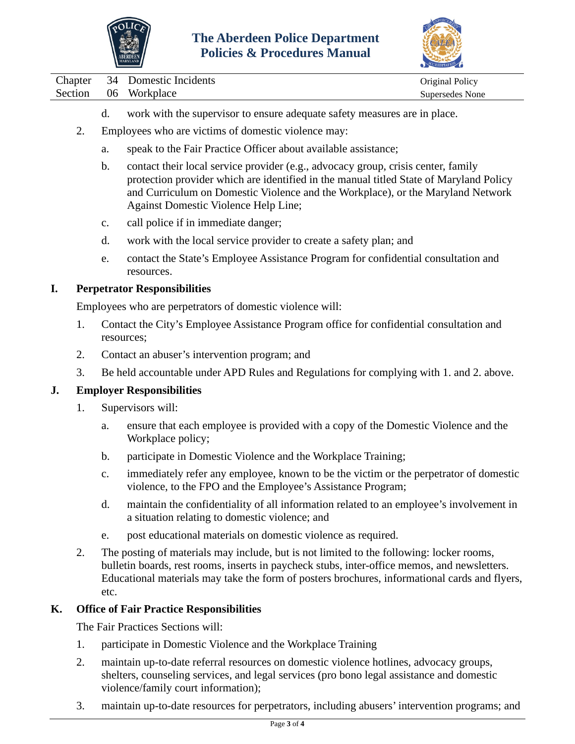d. work with the supervisor to ensure adequate safety measures are in place.

2. Employees who are victims of domestic violence may:

   a. speak to the Fair Practice Officer about available assistance;

   b. contact their local service provider (e.g., advocacy group, crisis center, family protection provider which are identified in the manual titled State of Maryland Policy and Curriculum on Domestic Violence and the Workplace), or the Maryland Network Against Domestic Violence Help Line;

   c. call police if in immediate danger;

   d. work with the local service provider to create a safety plan; and

   e. contact the State's Employee Assistance Program for confidential consultation and resources.

## I. Perpetrator Responsibilities

Employees who are perpetrators of domestic violence will:

1. Contact the City's Employee Assistance Program office for confidential consultation and resources;
2. Contact an abuser's intervention program; and
3. Be held accountable under APD Rules and Regulations for complying with 1. and 2. above.

## J. Employer Responsibilities

1. Supervisors will:

   a. ensure that each employee is provided with a copy of the Domestic Violence and the Workplace policy;

   b. participate in Domestic Violence and the Workplace Training;

   c. immediately refer any employee, known to be the victim or the perpetrator of domestic violence, to the FPO and the Employee's Assistance Program;

   d. maintain the confidentiality of all information related to an employee's involvement in a situation relating to domestic violence; and

   e. post educational materials on domestic violence as required.

2. The posting of materials may include, but is not limited to the following: locker rooms, bulletin boards, rest rooms, inserts in paycheck stubs, inter-office memos, and newsletters. Educational materials may take the form of posters brochures, informational cards and flyers, etc.

## K. Office of Fair Practice Responsibilities

The Fair Practices Sections will:

1. participate in Domestic Violence and the Workplace Training
2. maintain up-to-date referral resources on domestic violence hotlines, advocacy groups, shelters, counseling services, and legal services (pro bono legal assistance and domestic violence/family court information);
3. maintain up-to-date resources for perpetrators, including abusers' intervention programs; and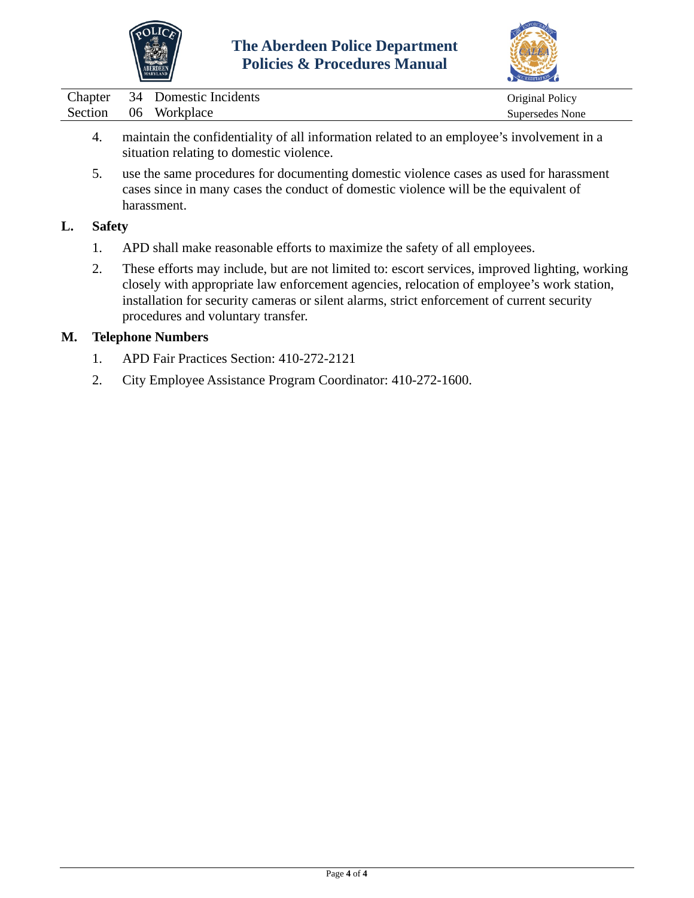4. maintain the confidentiality of all information related to an employee's involvement in a situation relating to domestic violence.

5. use the same procedures for documenting domestic violence cases as used for harassment cases since in many cases the conduct of domestic violence will be the equivalent of harassment.

**L. Safety**

1. APD shall make reasonable efforts to maximize the safety of all employees.

2. These efforts may include, but are not limited to: escort services, improved lighting, working closely with appropriate law enforcement agencies, relocation of employee's work station, installation for security cameras or silent alarms, strict enforcement of current security procedures and voluntary transfer.

**M. Telephone Numbers**

1. APD Fair Practices Section: 410-272-2121

2. City Employee Assistance Program Coordinator: 410-272-1600.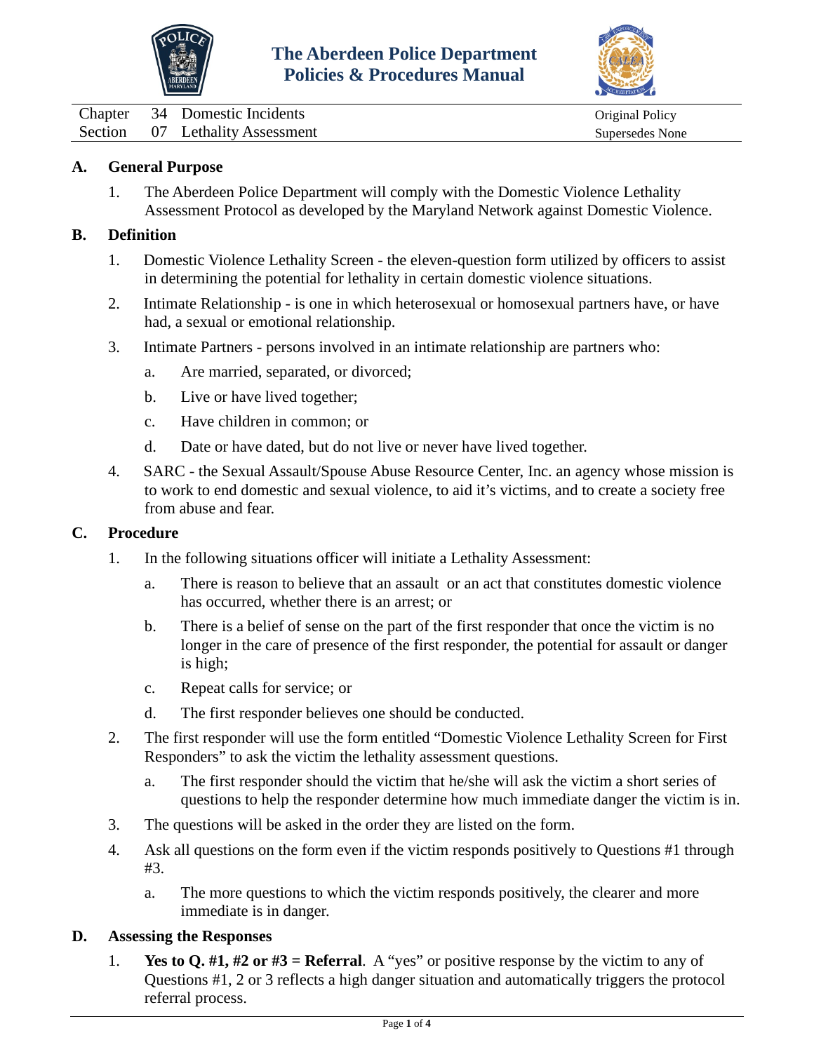# The Aberdeen Police Department Policies & Procedures Manual

| | | | |
|---|---|---|---|
| Chapter | 34 | Domestic Incidents | Original Policy |
| Section | 07 | Lethality Assessment | Supersedes None |

## A. General Purpose

1. The Aberdeen Police Department will comply with the Domestic Violence Lethality Assessment Protocol as developed by the Maryland Network against Domestic Violence.

## B. Definition

1. Domestic Violence Lethality Screen - the eleven-question form utilized by officers to assist in determining the potential for lethality in certain domestic violence situations.

2. Intimate Relationship - is one in which heterosexual or homosexual partners have, or have had, a sexual or emotional relationship.

3. Intimate Partners - persons involved in an intimate relationship are partners who:

   a. Are married, separated, or divorced;

   b. Live or have lived together;

   c. Have children in common; or

   d. Date or have dated, but do not live or never have lived together.

4. SARC - the Sexual Assault/Spouse Abuse Resource Center, Inc. an agency whose mission is to work to end domestic and sexual violence, to aid it's victims, and to create a society free from abuse and fear.

## C. Procedure

1. In the following situations officer will initiate a Lethality Assessment:

   a. There is reason to believe that an assault or an act that constitutes domestic violence has occurred, whether there is an arrest; or

   b. There is a belief of sense on the part of the first responder that once the victim is no longer in the care of presence of the first responder, the potential for assault or danger is high;

   c. Repeat calls for service; or

   d. The first responder believes one should be conducted.

2. The first responder will use the form entitled "Domestic Violence Lethality Screen for First Responders" to ask the victim the lethality assessment questions.

   a. The first responder should the victim that he/she will ask the victim a short series of questions to help the responder determine how much immediate danger the victim is in.

3. The questions will be asked in the order they are listed on the form.

4. Ask all questions on the form even if the victim responds positively to Questions #1 through #3.

   a. The more questions to which the victim responds positively, the clearer and more immediate is in danger.

## D. Assessing the Responses

1. **Yes to Q. #1, #2 or #3 = Referral**. A "yes" or positive response by the victim to any of Questions #1, 2 or 3 reflects a high danger situation and automatically triggers the protocol referral process.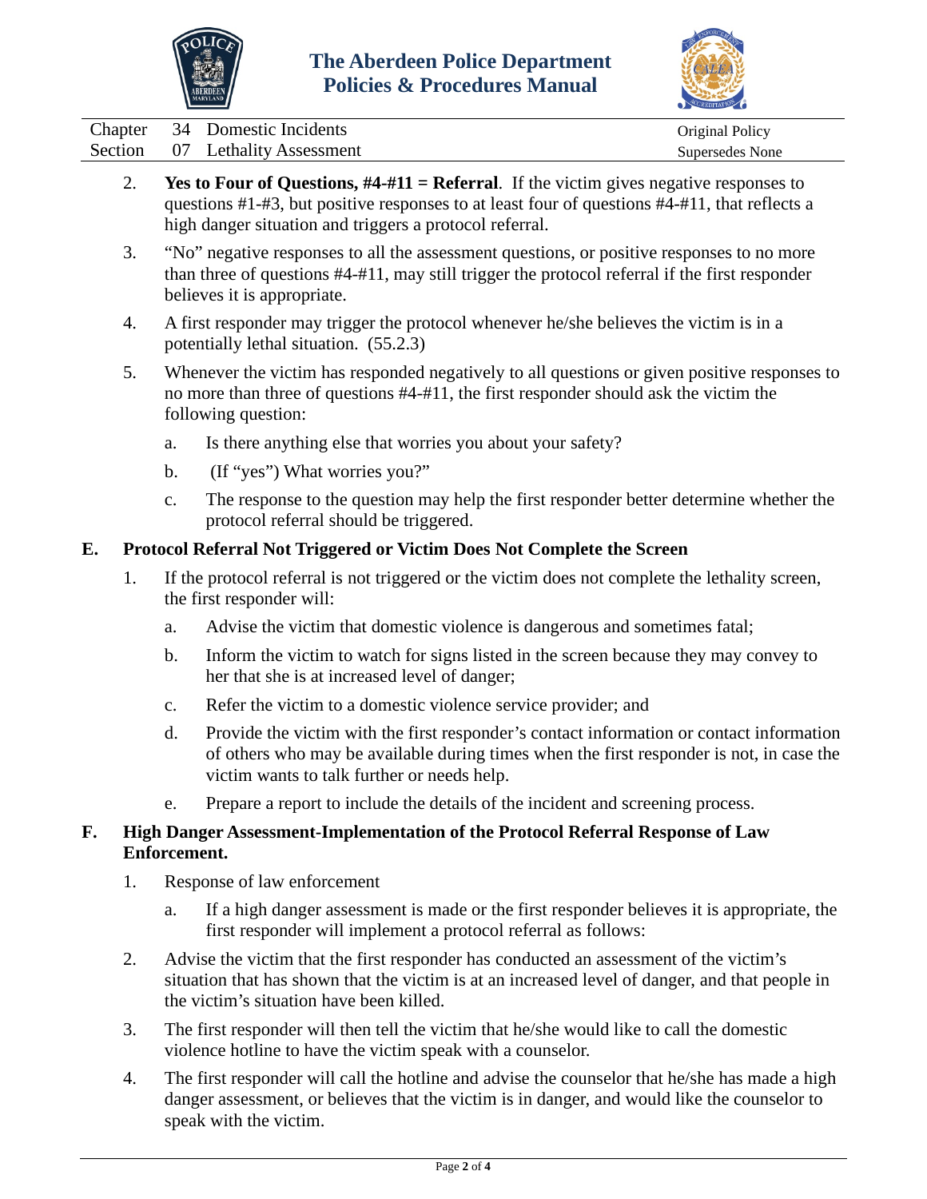2. **Yes to Four of Questions, #4-#11 = Referral**. If the victim gives negative responses to questions #1-#3, but positive responses to at least four of questions #4-#11, that reflects a high danger situation and triggers a protocol referral.

3. "No" negative responses to all the assessment questions, or positive responses to no more than three of questions #4-#11, may still trigger the protocol referral if the first responder believes it is appropriate.

4. A first responder may trigger the protocol whenever he/she believes the victim is in a potentially lethal situation. (55.2.3)

5. Whenever the victim has responded negatively to all questions or given positive responses to no more than three of questions #4-#11, the first responder should ask the victim the following question:

   a. Is there anything else that worries you about your safety?

   b. (If "yes") What worries you?"

   c. The response to the question may help the first responder better determine whether the protocol referral should be triggered.

## E. Protocol Referral Not Triggered or Victim Does Not Complete the Screen

1. If the protocol referral is not triggered or the victim does not complete the lethality screen, the first responder will:

   a. Advise the victim that domestic violence is dangerous and sometimes fatal;

   b. Inform the victim to watch for signs listed in the screen because they may convey to her that she is at increased level of danger;

   c. Refer the victim to a domestic violence service provider; and

   d. Provide the victim with the first responder's contact information or contact information of others who may be available during times when the first responder is not, in case the victim wants to talk further or needs help.

   e. Prepare a report to include the details of the incident and screening process.

## F. High Danger Assessment-Implementation of the Protocol Referral Response of Law Enforcement.

1. Response of law enforcement

   a. If a high danger assessment is made or the first responder believes it is appropriate, the first responder will implement a protocol referral as follows:

2. Advise the victim that the first responder has conducted an assessment of the victim's situation that has shown that the victim is at an increased level of danger, and that people in the victim's situation have been killed.

3. The first responder will then tell the victim that he/she would like to call the domestic violence hotline to have the victim speak with a counselor.

4. The first responder will call the hotline and advise the counselor that he/she has made a high danger assessment, or believes that the victim is in danger, and would like the counselor to speak with the victim.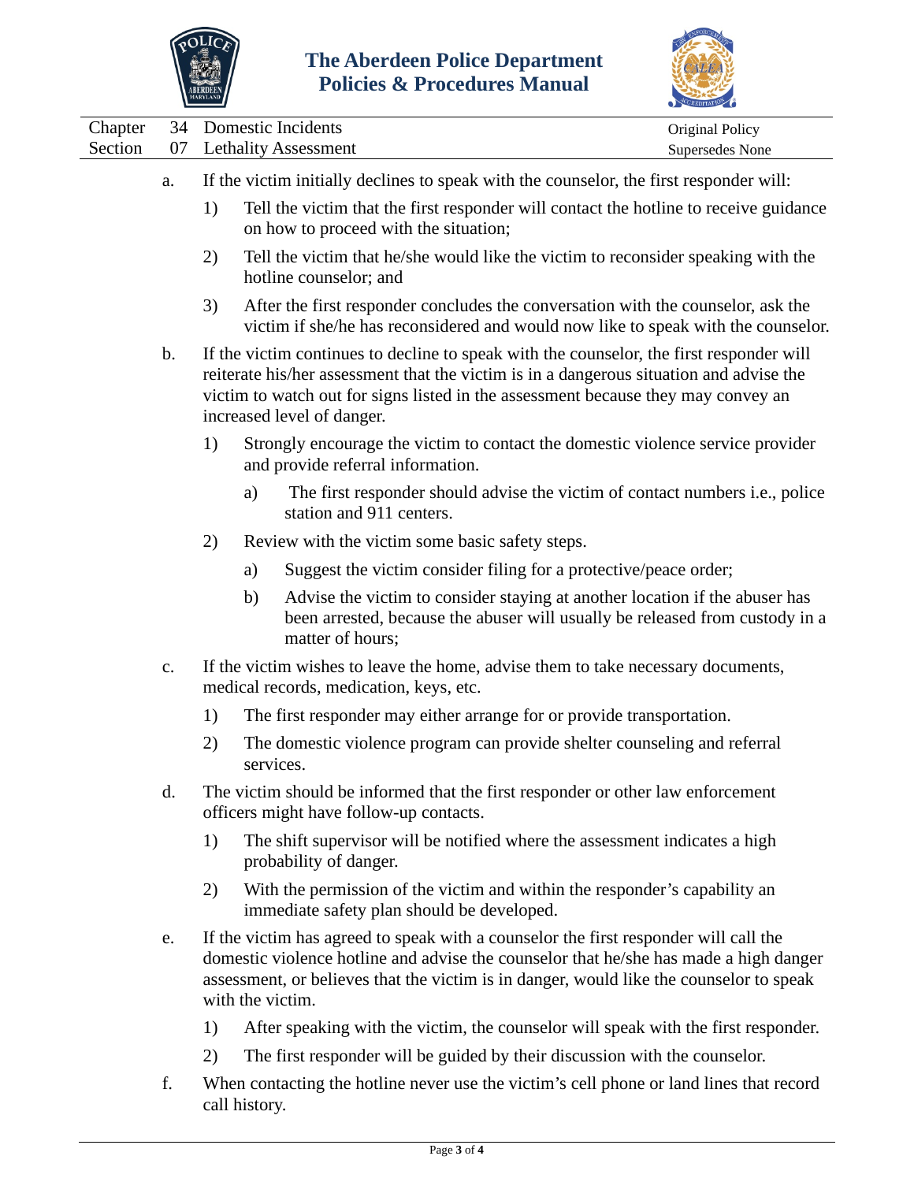a. If the victim initially declines to speak with the counselor, the first responder will:

   1) Tell the victim that the first responder will contact the hotline to receive guidance on how to proceed with the situation;

   2) Tell the victim that he/she would like the victim to reconsider speaking with the hotline counselor; and

   3) After the first responder concludes the conversation with the counselor, ask the victim if she/he has reconsidered and would now like to speak with the counselor.

b. If the victim continues to decline to speak with the counselor, the first responder will reiterate his/her assessment that the victim is in a dangerous situation and advise the victim to watch out for signs listed in the assessment because they may convey an increased level of danger.

   1) Strongly encourage the victim to contact the domestic violence service provider and provide referral information.

      a) The first responder should advise the victim of contact numbers i.e., police station and 911 centers.

   2) Review with the victim some basic safety steps.

      a) Suggest the victim consider filing for a protective/peace order;

      b) Advise the victim to consider staying at another location if the abuser has been arrested, because the abuser will usually be released from custody in a matter of hours;

c. If the victim wishes to leave the home, advise them to take necessary documents, medical records, medication, keys, etc.

   1) The first responder may either arrange for or provide transportation.

   2) The domestic violence program can provide shelter counseling and referral services.

d. The victim should be informed that the first responder or other law enforcement officers might have follow-up contacts.

   1) The shift supervisor will be notified where the assessment indicates a high probability of danger.

   2) With the permission of the victim and within the responder's capability an immediate safety plan should be developed.

e. If the victim has agreed to speak with a counselor the first responder will call the domestic violence hotline and advise the counselor that he/she has made a high danger assessment, or believes that the victim is in danger, would like the counselor to speak with the victim.

   1) After speaking with the victim, the counselor will speak with the first responder.

   2) The first responder will be guided by their discussion with the counselor.

f. When contacting the hotline never use the victim's cell phone or land lines that record call history.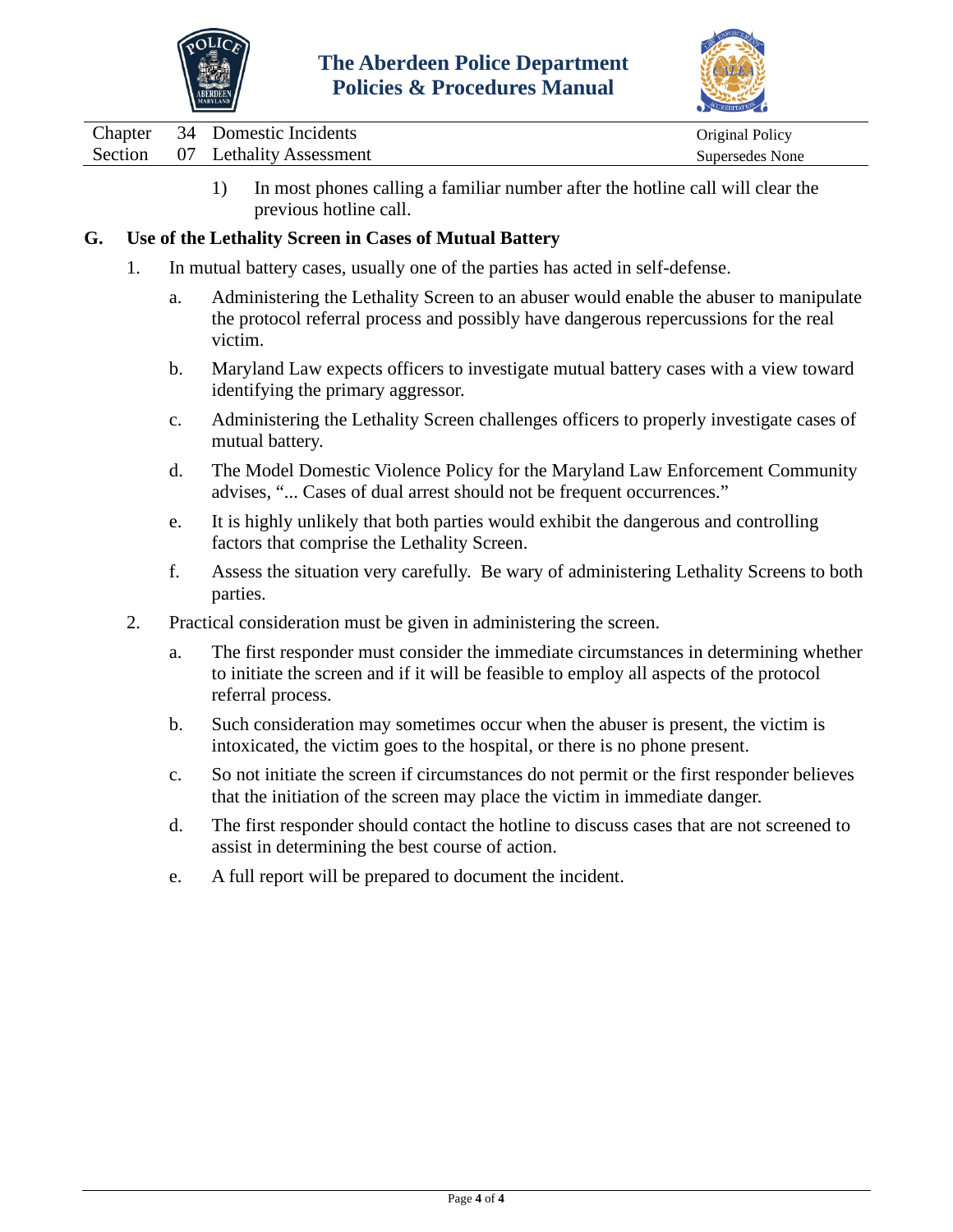1) In most phones calling a familiar number after the hotline call will clear the previous hotline call.

**G. Use of the Lethality Screen in Cases of Mutual Battery**

1. In mutual battery cases, usually one of the parties has acted in self-defense.

   a. Administering the Lethality Screen to an abuser would enable the abuser to manipulate the protocol referral process and possibly have dangerous repercussions for the real victim.

   b. Maryland Law expects officers to investigate mutual battery cases with a view toward identifying the primary aggressor.

   c. Administering the Lethality Screen challenges officers to properly investigate cases of mutual battery.

   d. The Model Domestic Violence Policy for the Maryland Law Enforcement Community advises, "... Cases of dual arrest should not be frequent occurrences."

   e. It is highly unlikely that both parties would exhibit the dangerous and controlling factors that comprise the Lethality Screen.

   f. Assess the situation very carefully. Be wary of administering Lethality Screens to both parties.

2. Practical consideration must be given in administering the screen.

   a. The first responder must consider the immediate circumstances in determining whether to initiate the screen and if it will be feasible to employ all aspects of the protocol referral process.

   b. Such consideration may sometimes occur when the abuser is present, the victim is intoxicated, the victim goes to the hospital, or there is no phone present.

   c. So not initiate the screen if circumstances do not permit or the first responder believes that the initiation of the screen may place the victim in immediate danger.

   d. The first responder should contact the hotline to discuss cases that are not screened to assist in determining the best course of action.

   e. A full report will be prepared to document the incident.